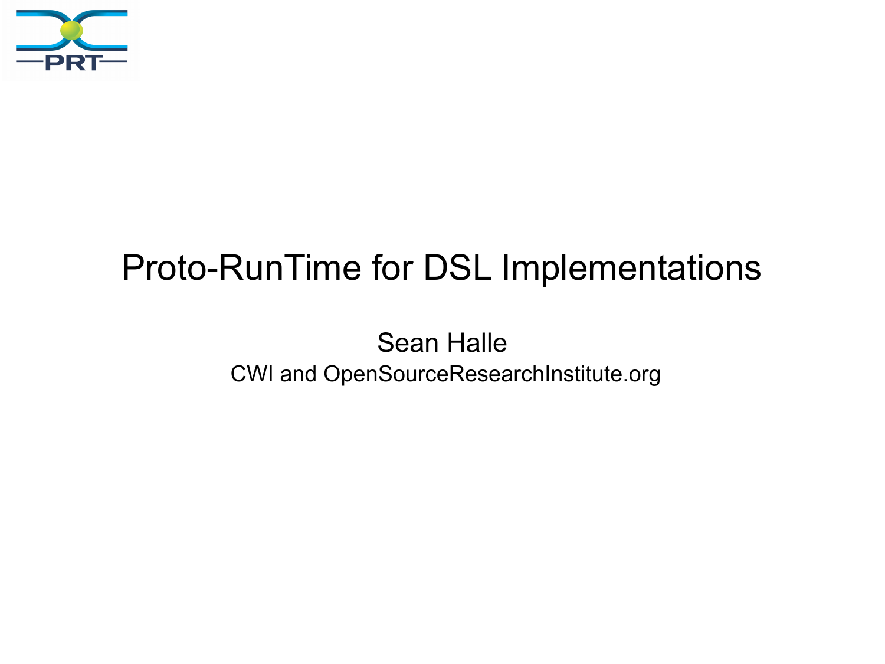# Proto-RunTime for DSL Implementations

Sean Halle

CWI and OpenSourceResearchInstitute.org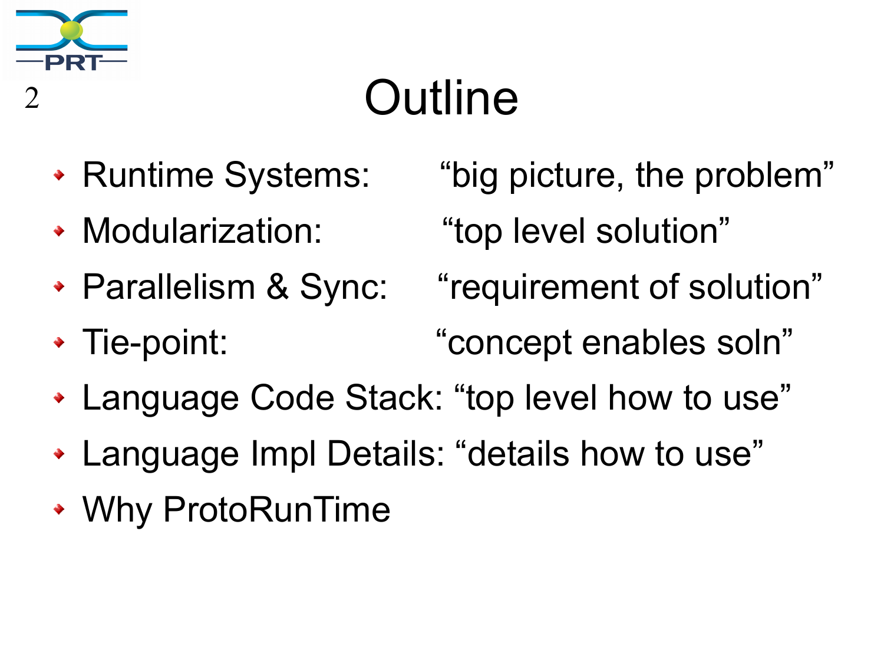# Outline

- Runtime Systems: “big picture, the problem”
- Modularization: “top level solution”
- Parallelism & Sync: “requirement of solution”
- Tie-point: “concept enables soln”
- Language Code Stack: “top level how to use”
- Language Impl Details: “details how to use”
- Why ProtoRunTime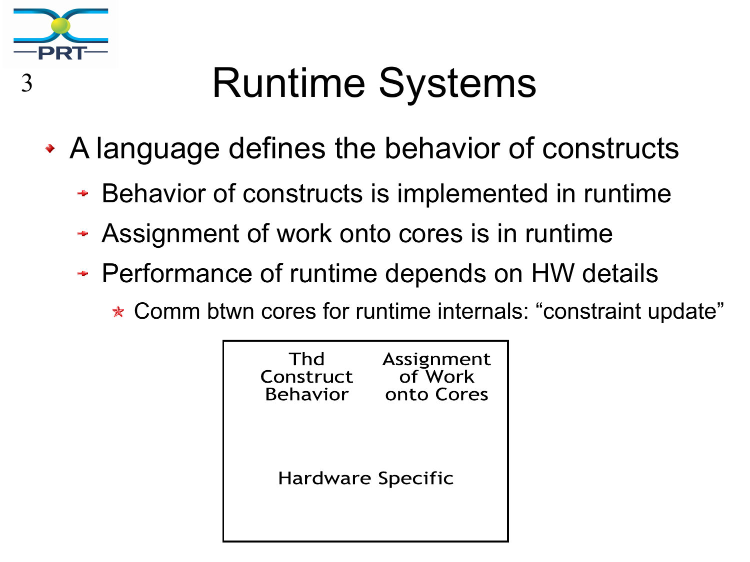# Runtime Systems

- A language defines the behavior of constructs
  - Behavior of constructs is implemented in runtime
  - Assignment of work onto cores is in runtime
  - Performance of runtime depends on HW details
    - Comm btwn cores for runtime internals: “constraint update”

| Thd Construct Behavior | Assignment of Work onto Cores |
|---|---|
| Hardware Specific | |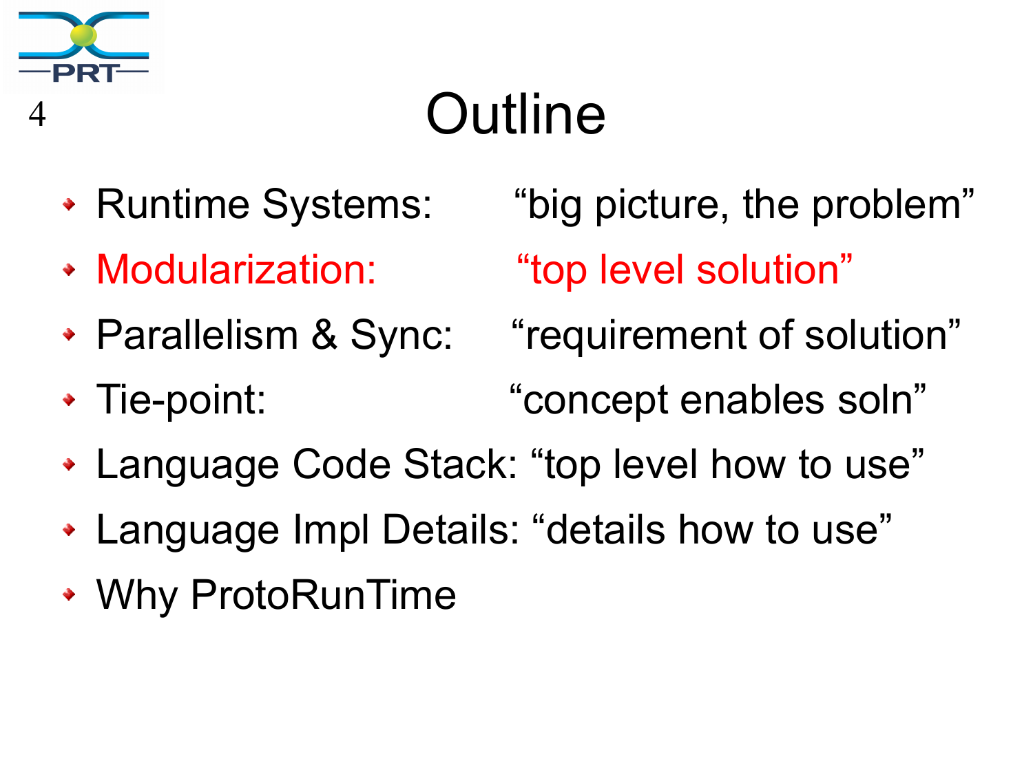# Outline

- Runtime Systems: "big picture, the problem"
- Modularization: "top level solution"
- Parallelism & Sync: "requirement of solution"
- Tie-point: "concept enables soln"
- Language Code Stack: "top level how to use"
- Language Impl Details: "details how to use"
- Why ProtoRunTime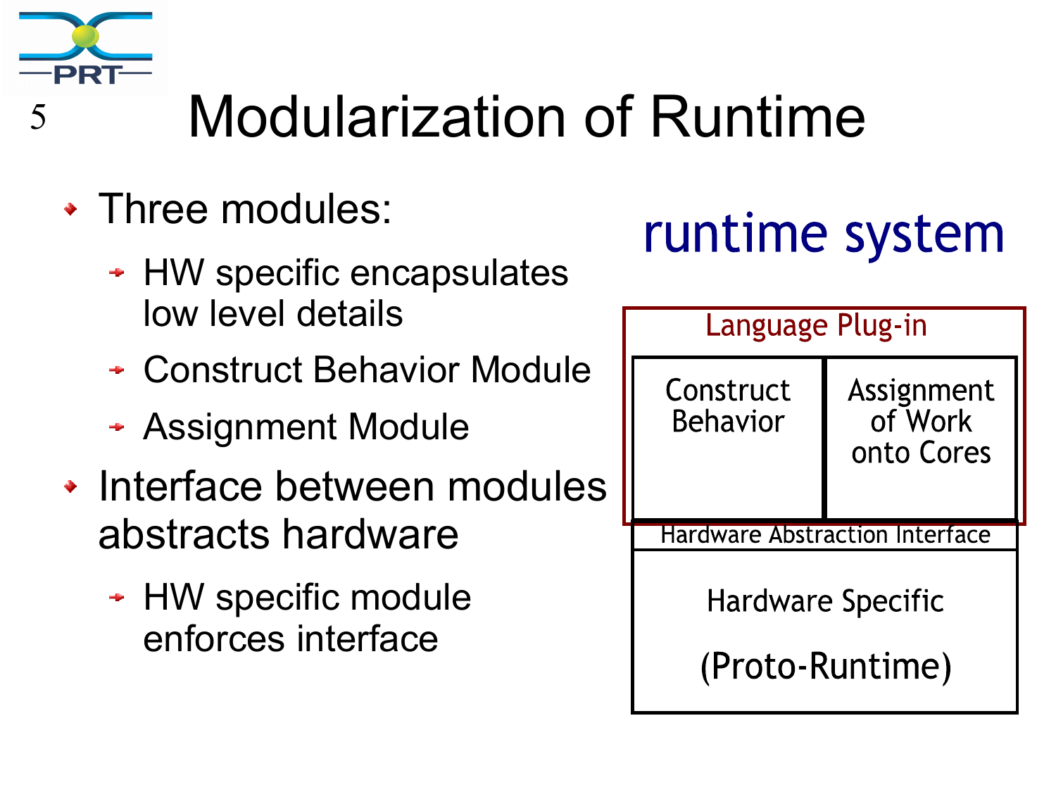# Modularization of Runtime

- Three modules:
  - HW specific encapsulates low level details
  - Construct Behavior Module
  - Assignment Module
- Interface between modules abstracts hardware
  - HW specific module enforces interface

runtime system

Language Plug-in

Construct Behavior

Assignment of Work onto Cores

Hardware Abstraction Interface

Hardware Specific

(Proto-Runtime)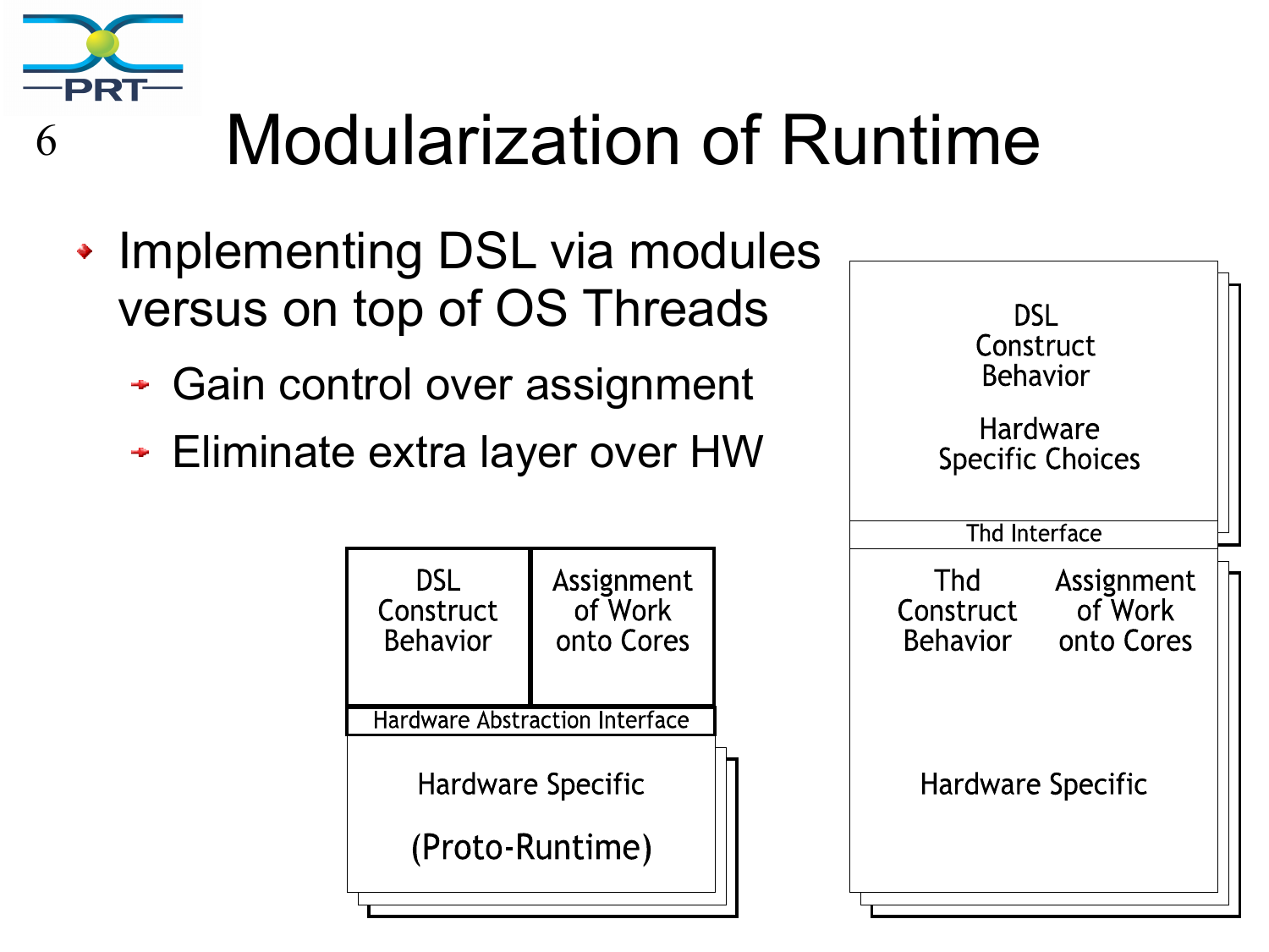# Modularization of Runtime

- Implementing DSL via modules versus on top of OS Threads
  - Gain control over assignment
  - Eliminate extra layer over HW

| DSL Construct Behavior | Assignment of Work onto Cores |
| --- | --- |
| Hardware Abstraction Interface | |
| Hardware Specific (Proto-Runtime) | |

| DSL Construct Behavior Hardware Specific Choices | |
| --- | --- |
| Thd Interface | |
| Thd Construct Behavior | Assignment of Work onto Cores |
| Hardware Specific | |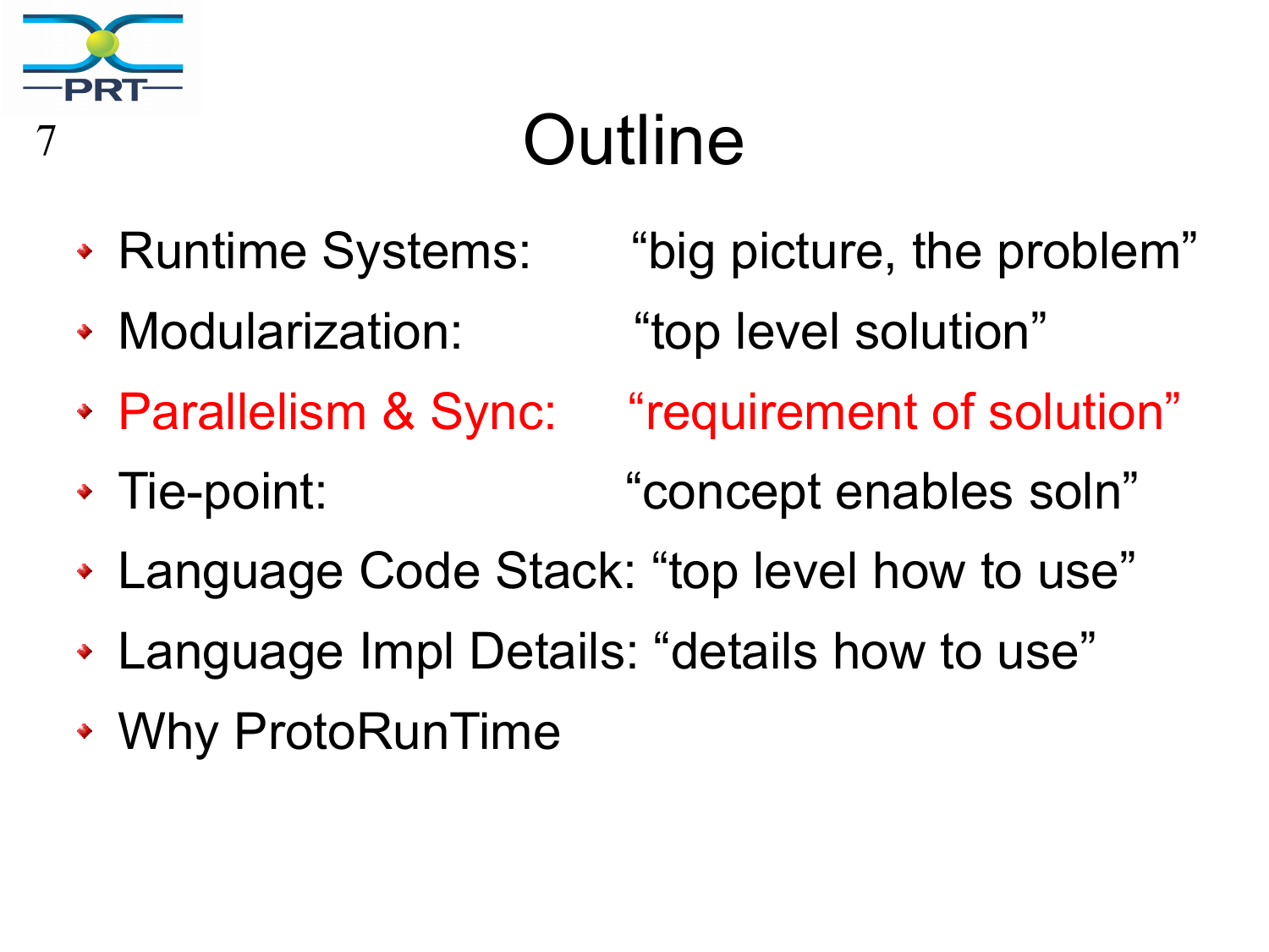# Outline

- Runtime Systems: "big picture, the problem"
- Modularization: "top level solution"
- Parallelism & Sync: "requirement of solution"
- Tie-point: "concept enables soln"
- Language Code Stack: "top level how to use"
- Language Impl Details: "details how to use"
- Why ProtoRunTime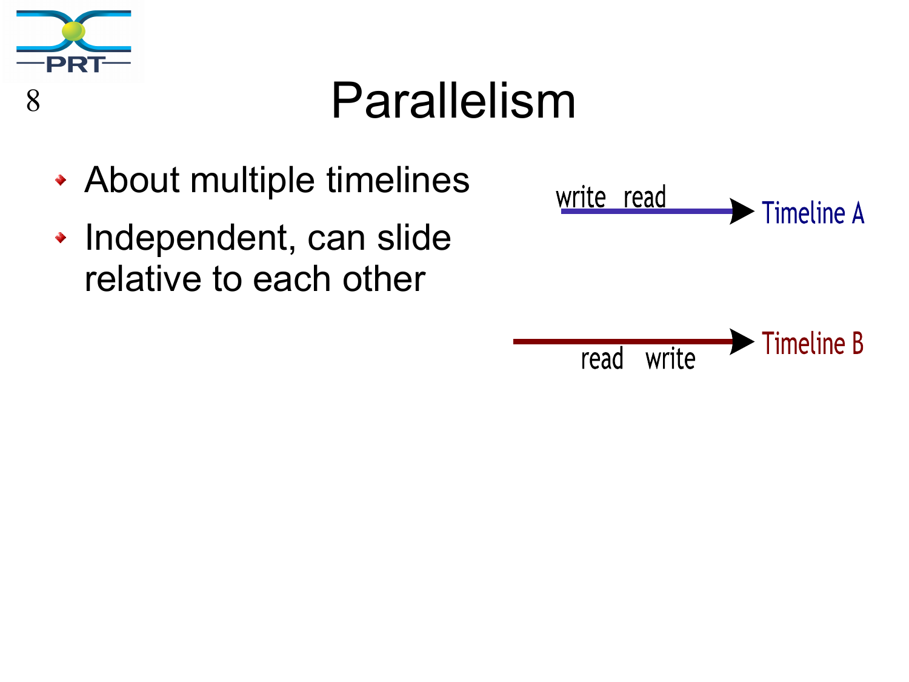# Parallelism

- About multiple timelines
- Independent, can slide relative to each other

write read

Timeline A

read write

Timeline B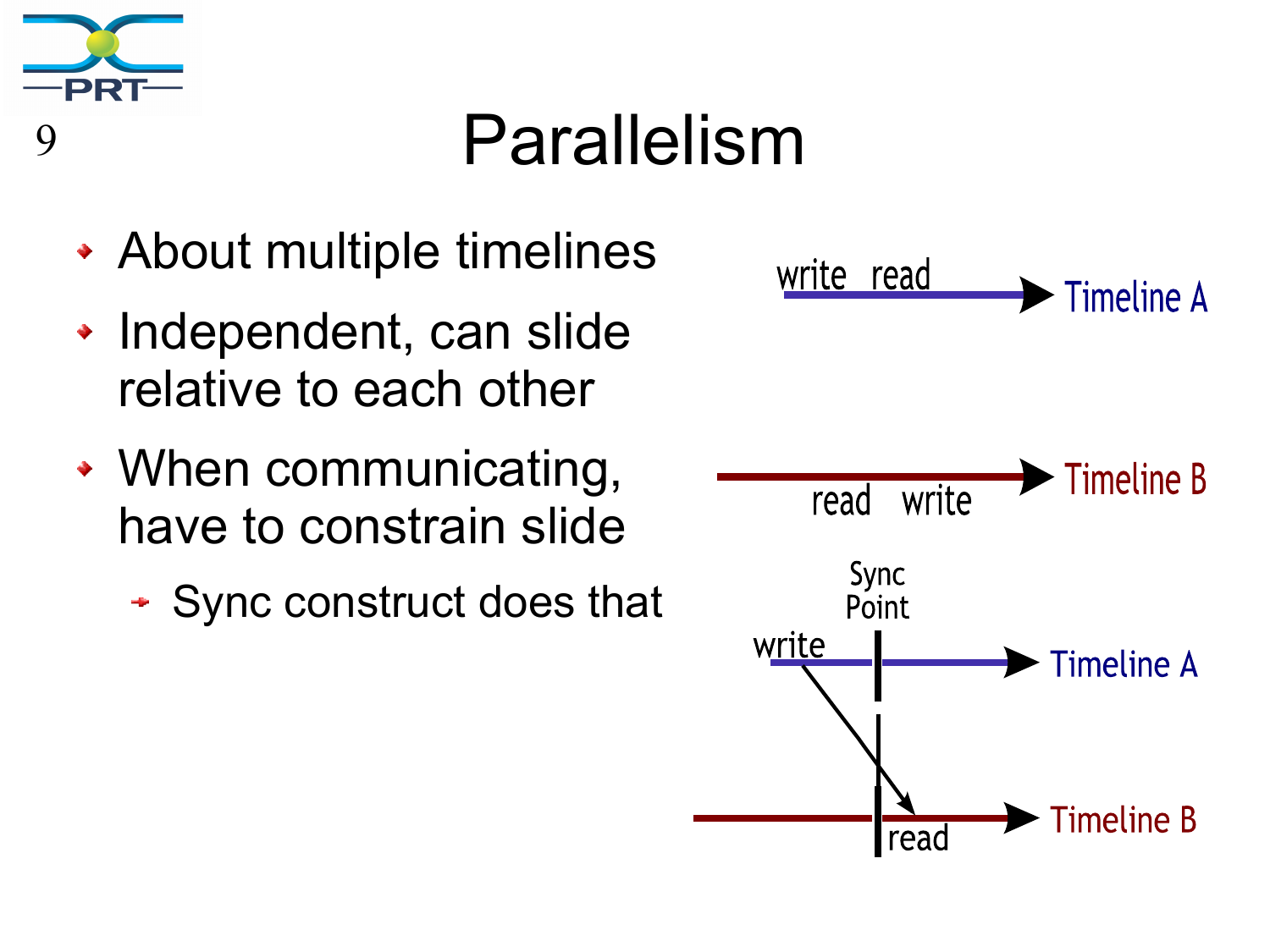# Parallelism

- About multiple timelines
- Independent, can slide relative to each other
- When communicating, have to constrain slide
  - Sync construct does that

write read

Timeline A

Timeline B

read write

Sync Point

write

Timeline A

read

Timeline B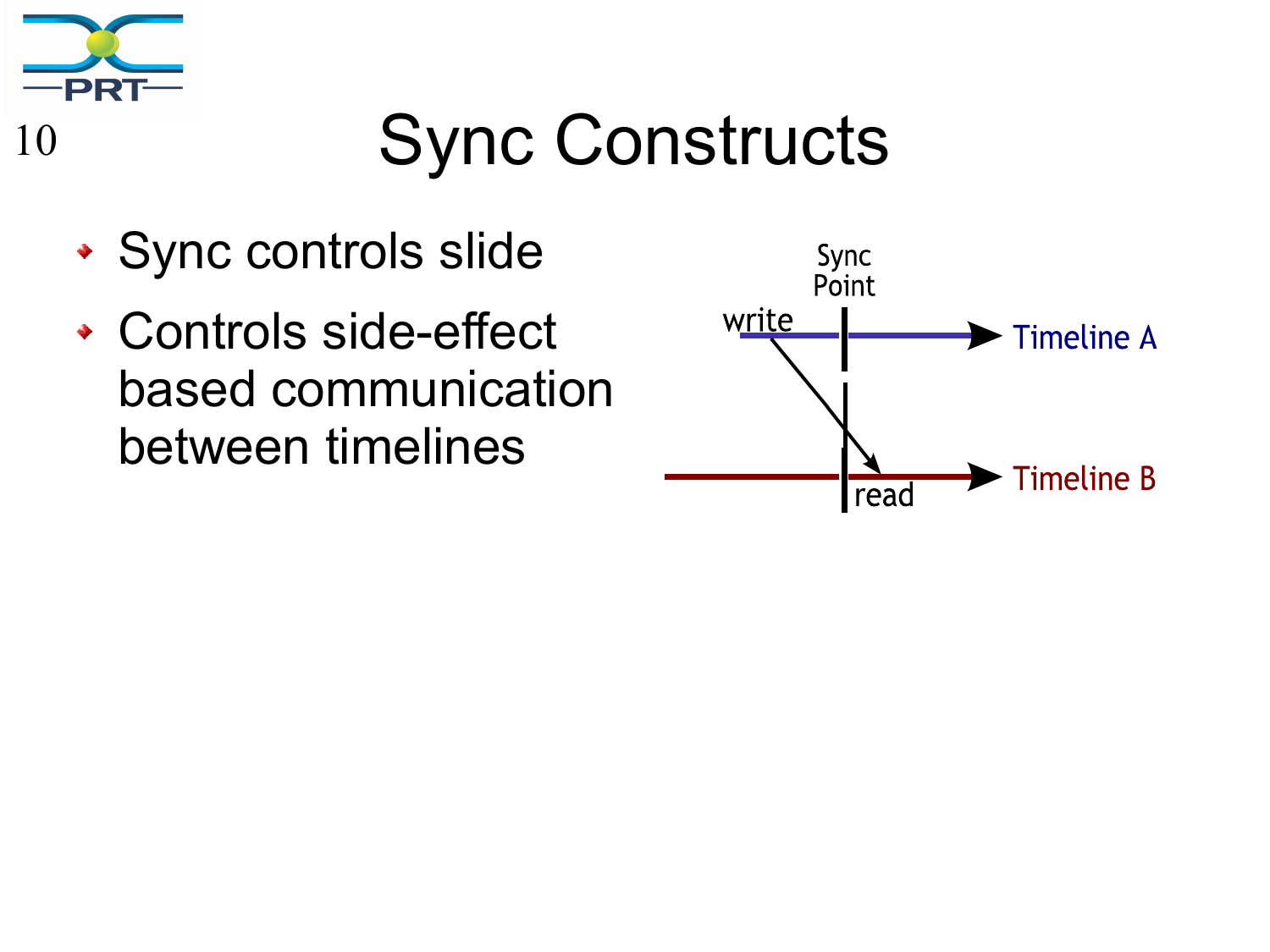# Sync Constructs

- Sync controls slide
- Controls side-effect based communication between timelines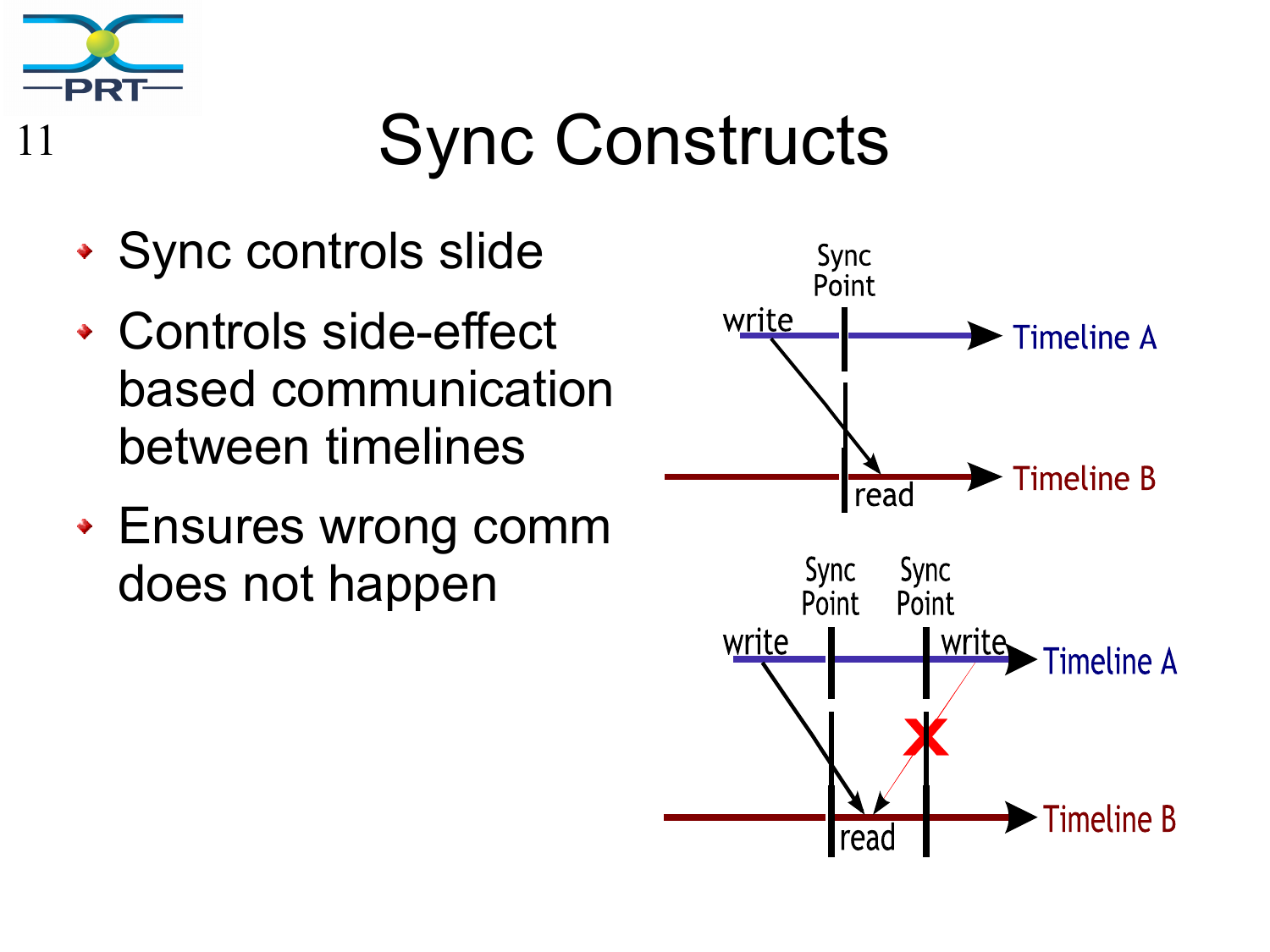# Sync Constructs

- Sync controls slide
- Controls side-effect based communication between timelines
- Ensures wrong comm does not happen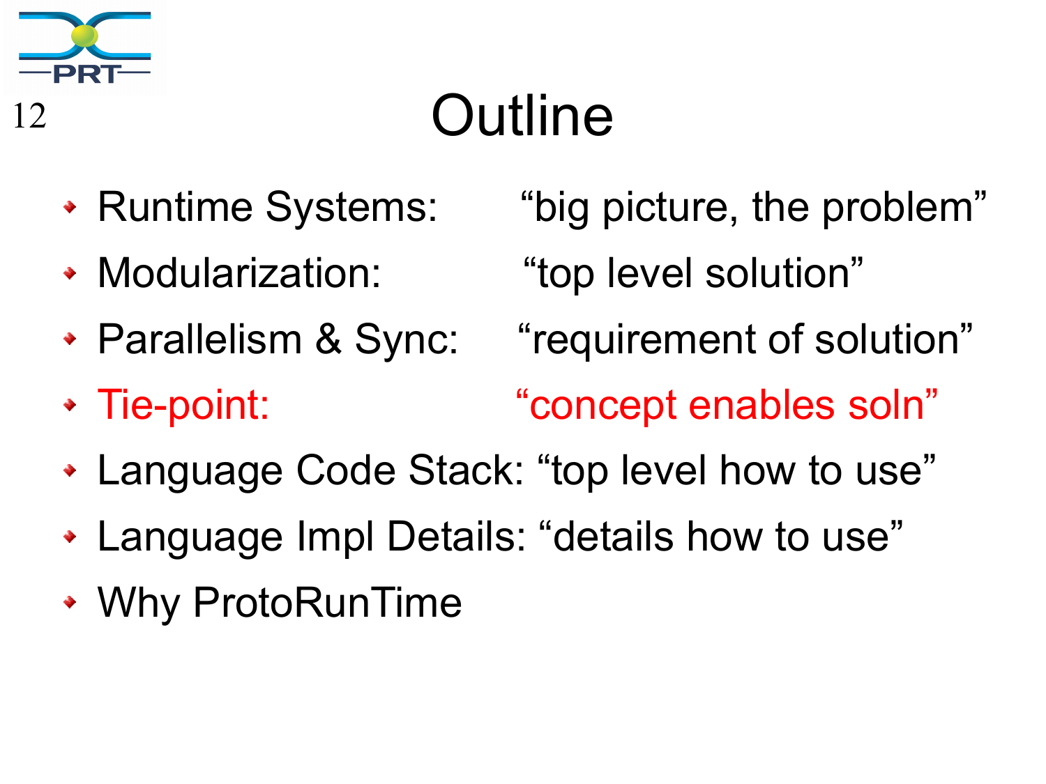# Outline

- Runtime Systems: “big picture, the problem”
- Modularization: “top level solution”
- Parallelism & Sync: “requirement of solution”
- Tie-point: “concept enables soln”
- Language Code Stack: “top level how to use”
- Language Impl Details: “details how to use”
- Why ProtoRunTime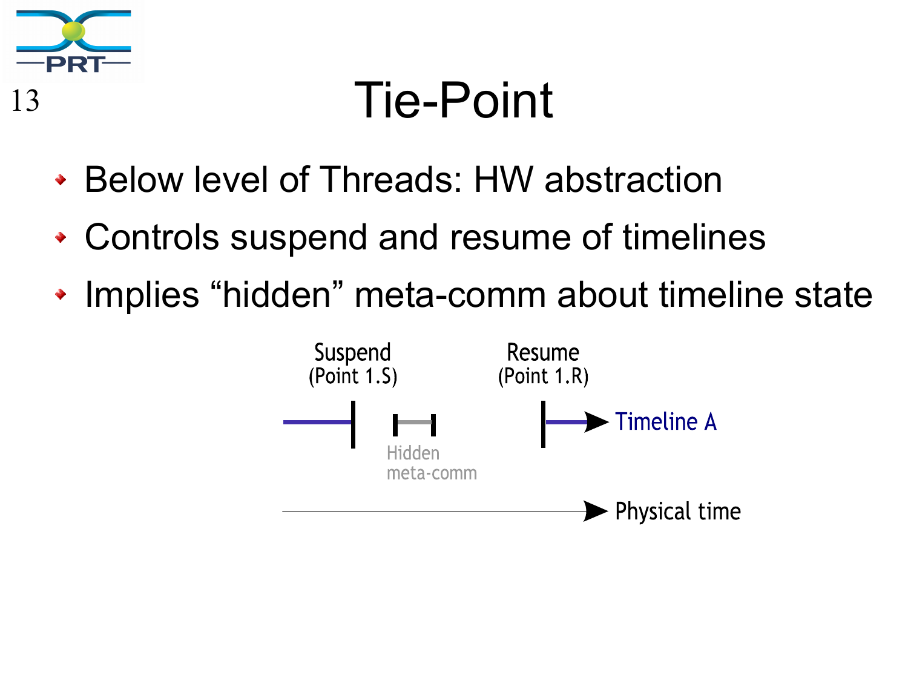# Tie-Point

- Below level of Threads: HW abstraction
- Controls suspend and resume of timelines
- Implies “hidden” meta-comm about timeline state

Suspend (Point 1.S)

Resume (Point 1.R)

Timeline A

Hidden meta-comm

Physical time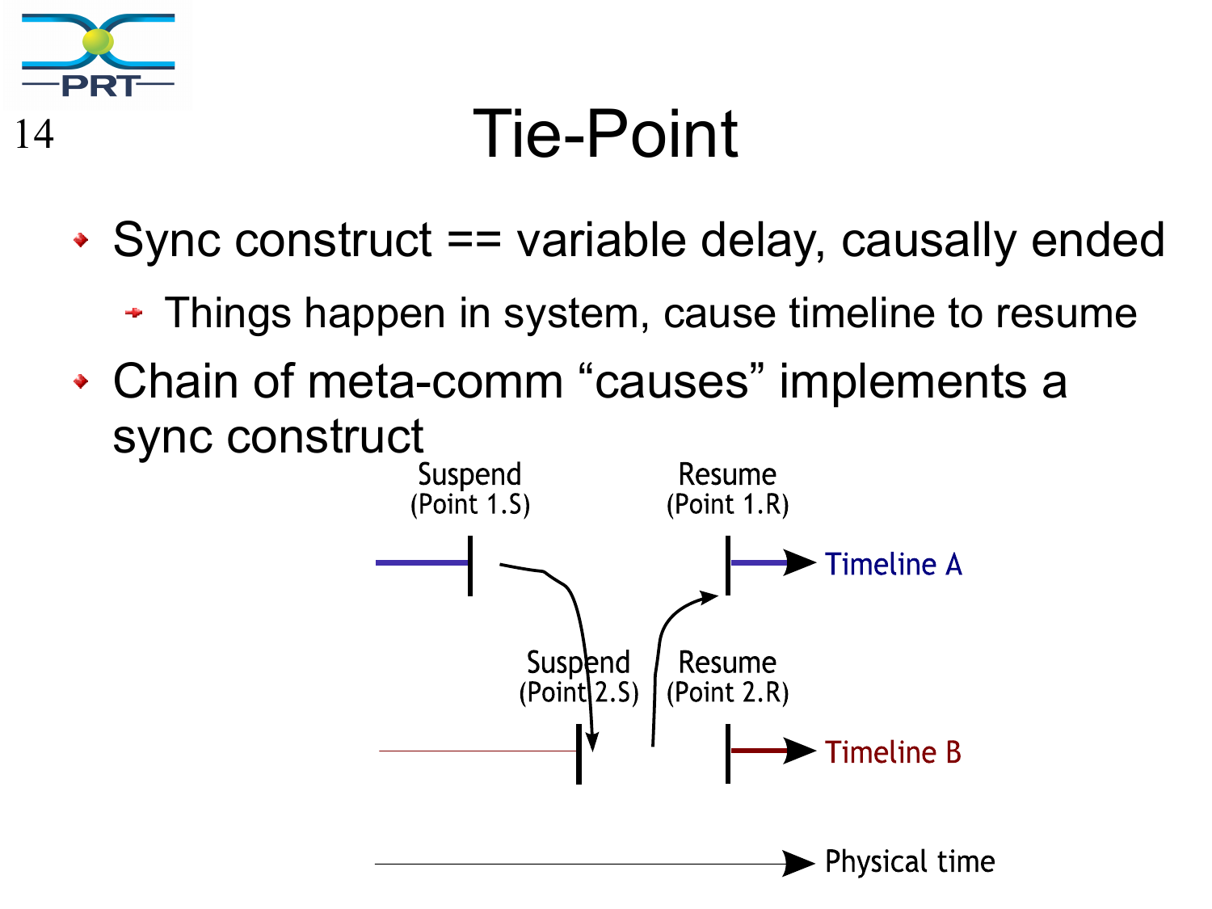# Tie-Point

- Sync construct == variable delay, causally ended
  - Things happen in system, cause timeline to resume
- Chain of meta-comm “causes” implements a sync construct

Suspend (Point 1.S)

Resume (Point 1.R)

Timeline A

Suspend (Point 2.S)

Resume (Point 2.R)

Timeline B

Physical time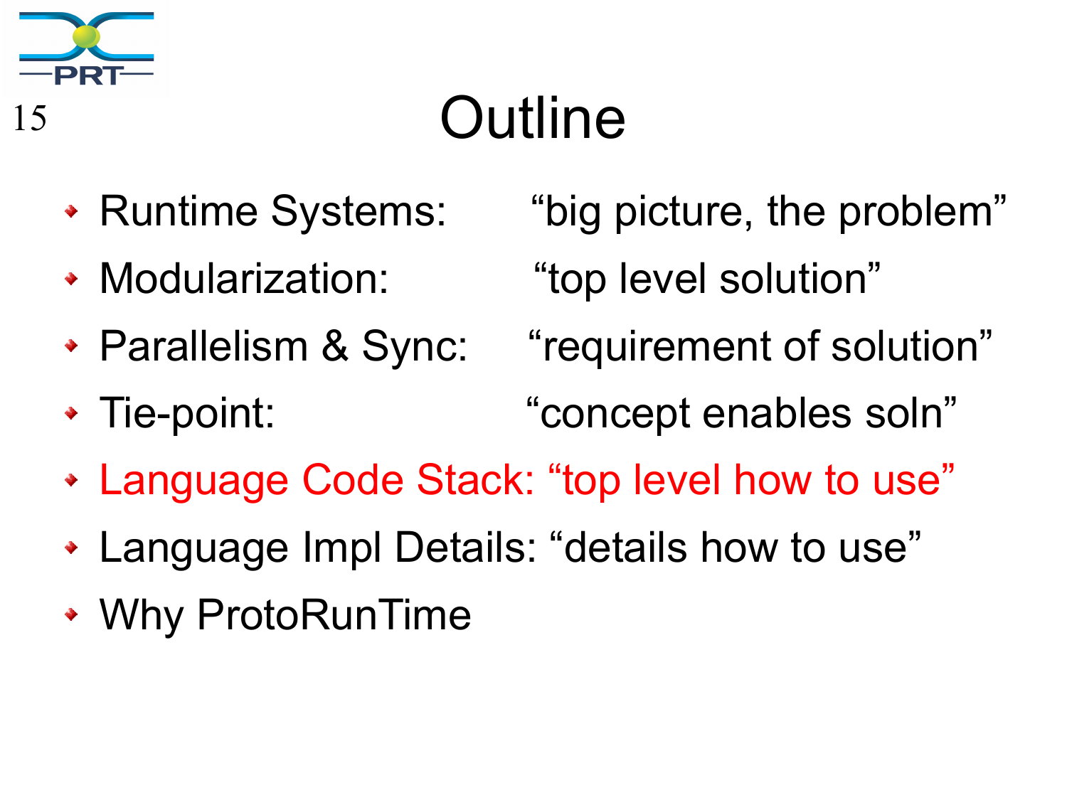# Outline

- Runtime Systems: “big picture, the problem”
- Modularization: “top level solution”
- Parallelism & Sync: “requirement of solution”
- Tie-point: “concept enables soln”
- Language Code Stack: “top level how to use”
- Language Impl Details: “details how to use”
- Why ProtoRunTime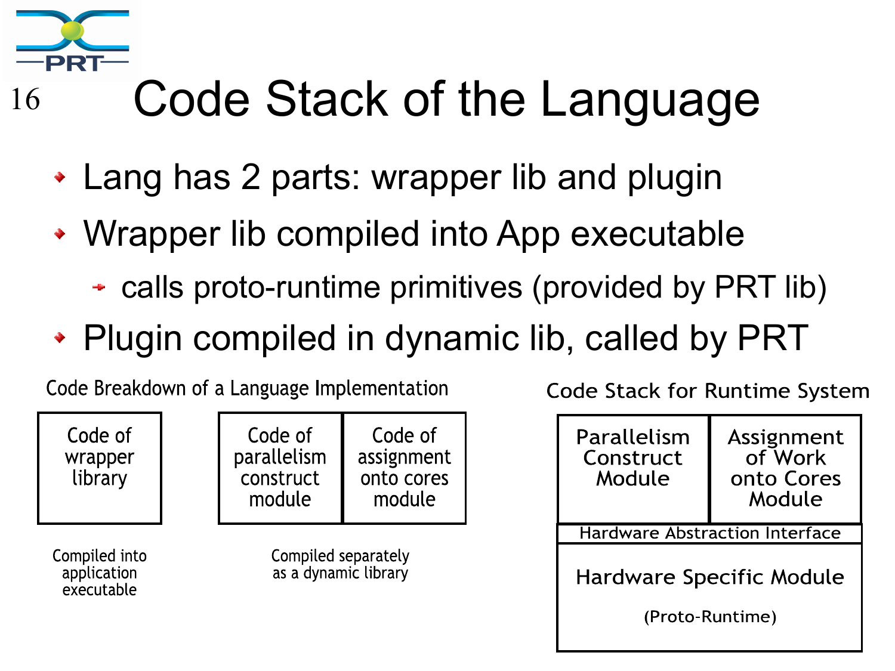# Code Stack of the Language

- Lang has 2 parts: wrapper lib and plugin
- Wrapper lib compiled into App executable
  - calls proto-runtime primitives (provided by PRT lib)
- Plugin compiled in dynamic lib, called by PRT

**Code Breakdown of a Language Implementation**

| Code of wrapper library | Code of parallelism construct module | Code of assignment onto cores module |
|---|---|---|
| Compiled into application executable | Compiled separately as a dynamic library | |

**Code Stack for Runtime System**

| Parallelism Construct Module | Assignment of Work onto Cores Module |
|---|---|
| Hardware Abstraction Interface | |
| Hardware Specific Module (Proto-Runtime) | |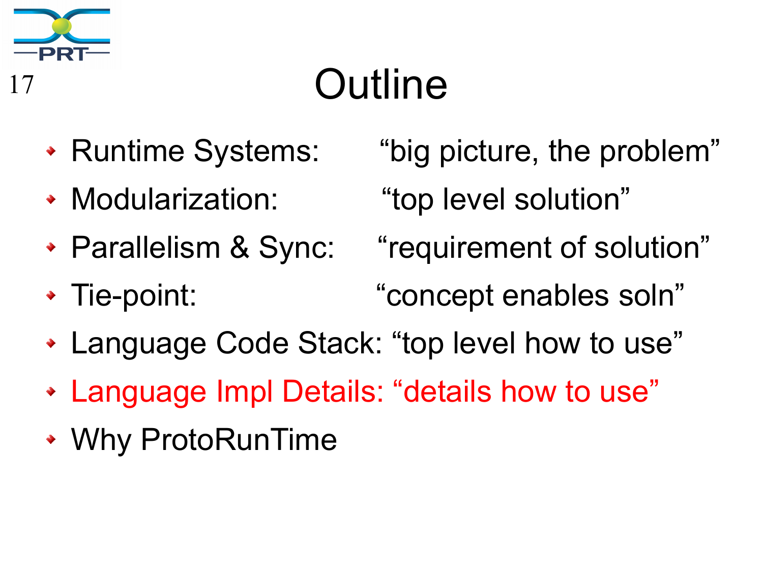# Outline

- Runtime Systems: "big picture, the problem"
- Modularization: "top level solution"
- Parallelism & Sync: "requirement of solution"
- Tie-point: "concept enables soln"
- Language Code Stack: "top level how to use"
- Language Impl Details: "details how to use"
- Why ProtoRunTime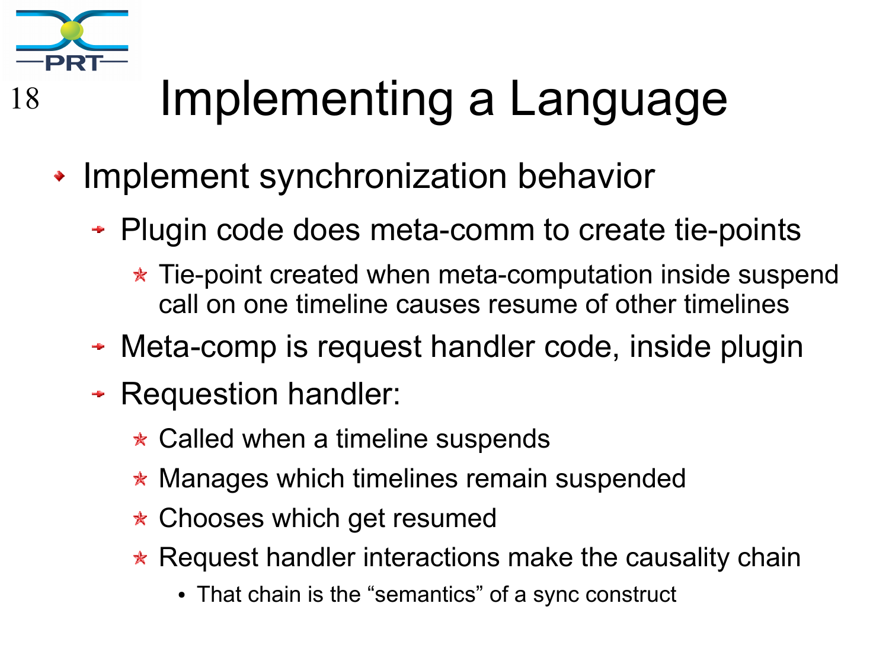# Implementing a Language

- Implement synchronization behavior
  - Plugin code does meta-comm to create tie-points
    - Tie-point created when meta-computation inside suspend call on one timeline causes resume of other timelines
  - Meta-comp is request handler code, inside plugin
  - Requestion handler:
    - Called when a timeline suspends
    - Manages which timelines remain suspended
    - Chooses which get resumed
    - Request handler interactions make the causality chain
      - That chain is the “semantics” of a sync construct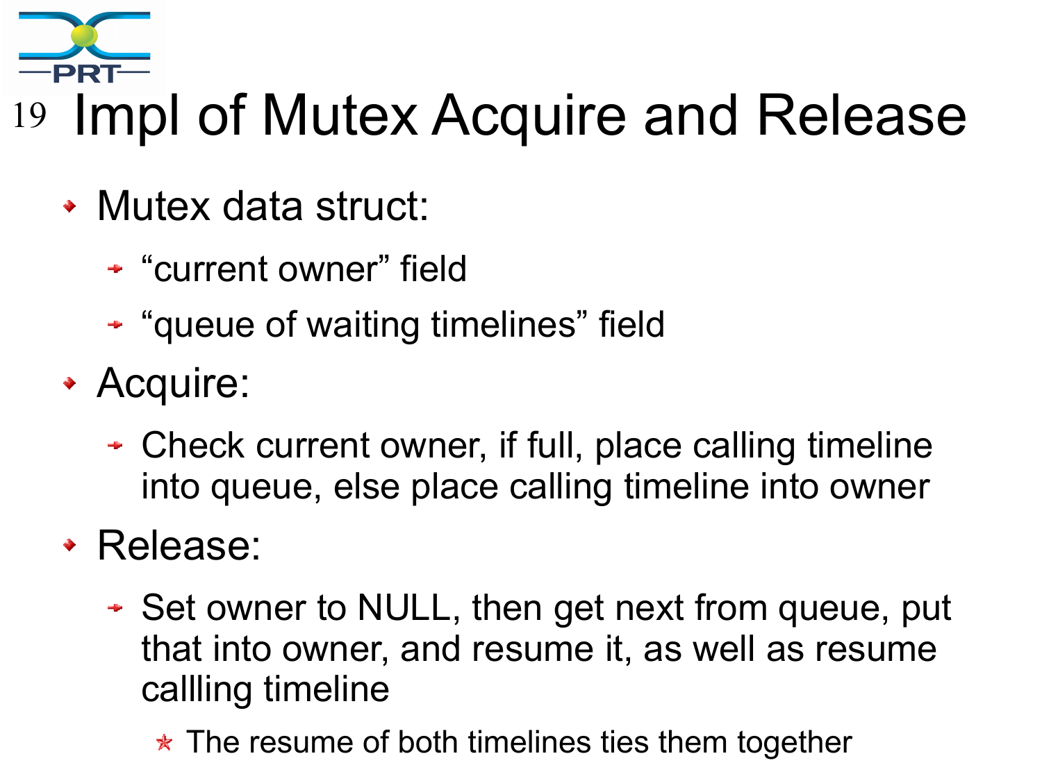# Impl of Mutex Acquire and Release

- Mutex data struct:
  - “current owner” field
  - “queue of waiting timelines” field
- Acquire:
  - Check current owner, if full, place calling timeline into queue, else place calling timeline into owner
- Release:
  - Set owner to NULL, then get next from queue, put that into owner, and resume it, as well as resume callling timeline
    - The resume of both timelines ties them together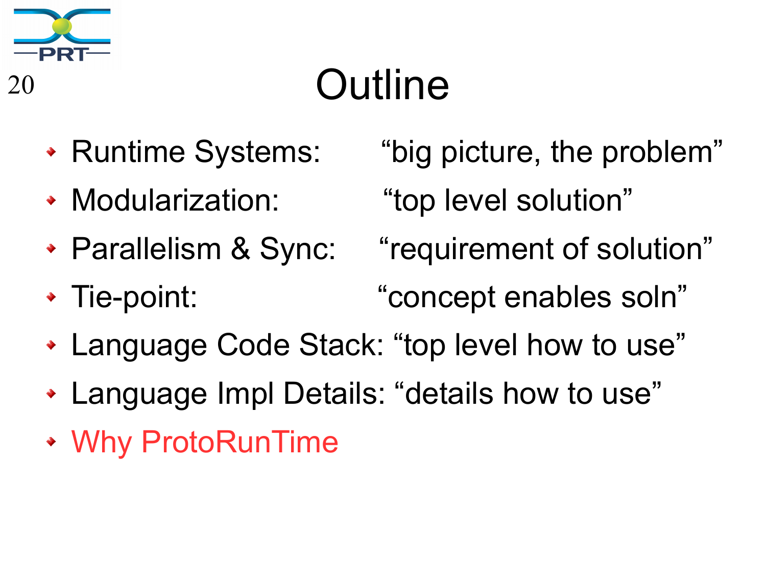# Outline

- Runtime Systems: “big picture, the problem”
- Modularization: “top level solution”
- Parallelism & Sync: “requirement of solution”
- Tie-point: “concept enables soln”
- Language Code Stack: “top level how to use”
- Language Impl Details: “details how to use”
- Why ProtoRunTime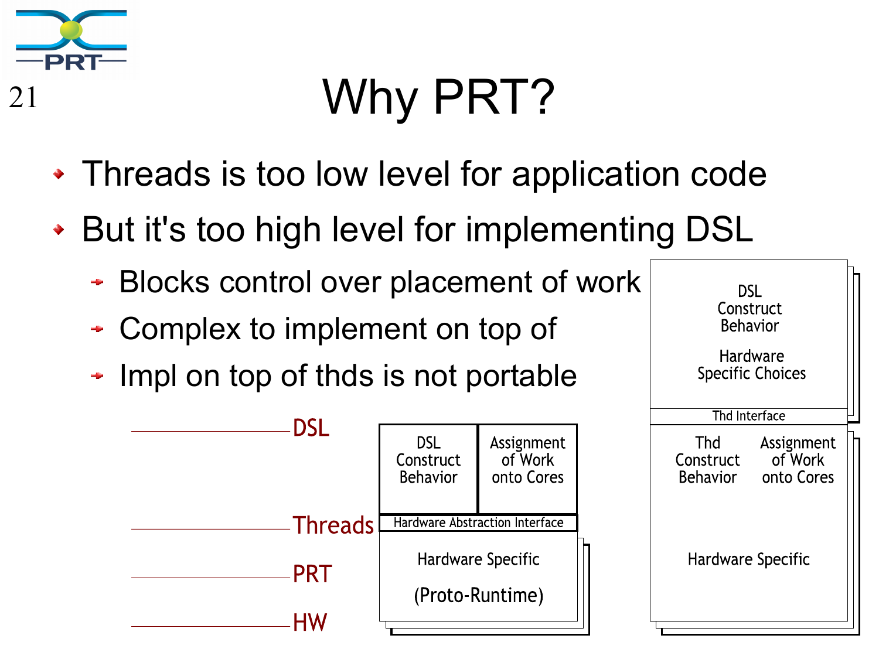# Why PRT?

- Threads is too low level for application code
- But it's too high level for implementing DSL
  - Blocks control over placement of work
  - Complex to implement on top of
  - Impl on top of thds is not portable

DSL

Threads

PRT

HW

DSL Construct Behavior | Assignment of Work onto Cores

Hardware Abstraction Interface

Hardware Specific

(Proto-Runtime)

DSL Construct Behavior

Hardware Specific Choices

Thd Interface

Thd Construct Behavior | Assignment of Work onto Cores

Hardware Specific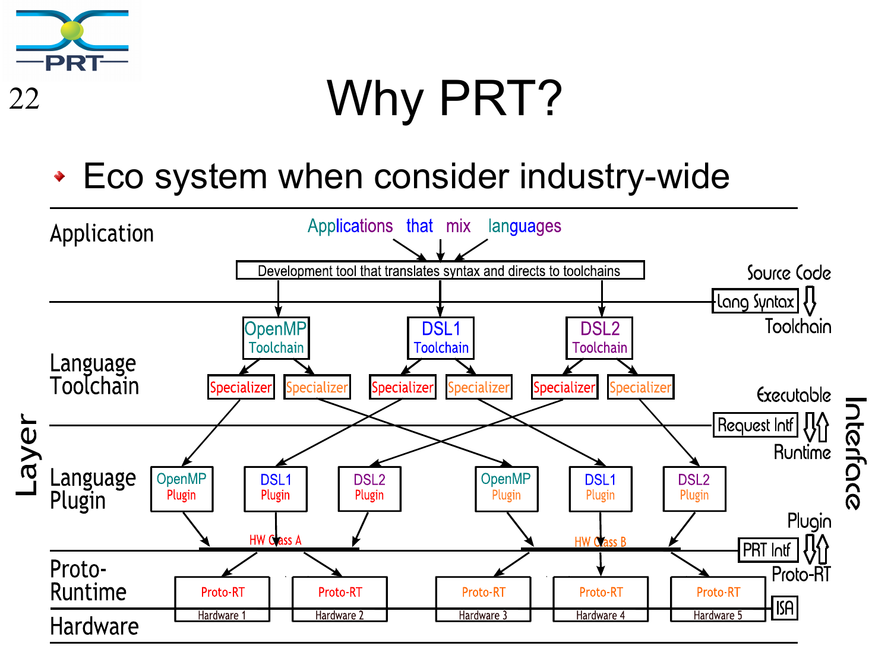# Why PRT?

- Eco system when consider industry-wide

Application — Applications that mix languages

Development tool that translates syntax and directs to toolchains

Source Code — Lang Syntax — Toolchain

Language Toolchain: OpenMP Toolchain, DSL1 Toolchain, DSL2 Toolchain; Specializer, Specializer, Specializer, Specializer, Specializer, Specializer

Executable — Request Intf — Runtime

Language Plugin: OpenMP Plugin, DSL1 Plugin, DSL2 Plugin, OpenMP Plugin, DSL1 Plugin, DSL2 Plugin

HW Class A, HW Class B

Plugin — PRT Intf — Proto-RT

Proto-Runtime: Proto-RT, Proto-RT, Proto-RT, Proto-RT, Proto-RT

Hardware: Hardware 1, Hardware 2, Hardware 3, Hardware 4, Hardware 5

ISA

Layer

Interface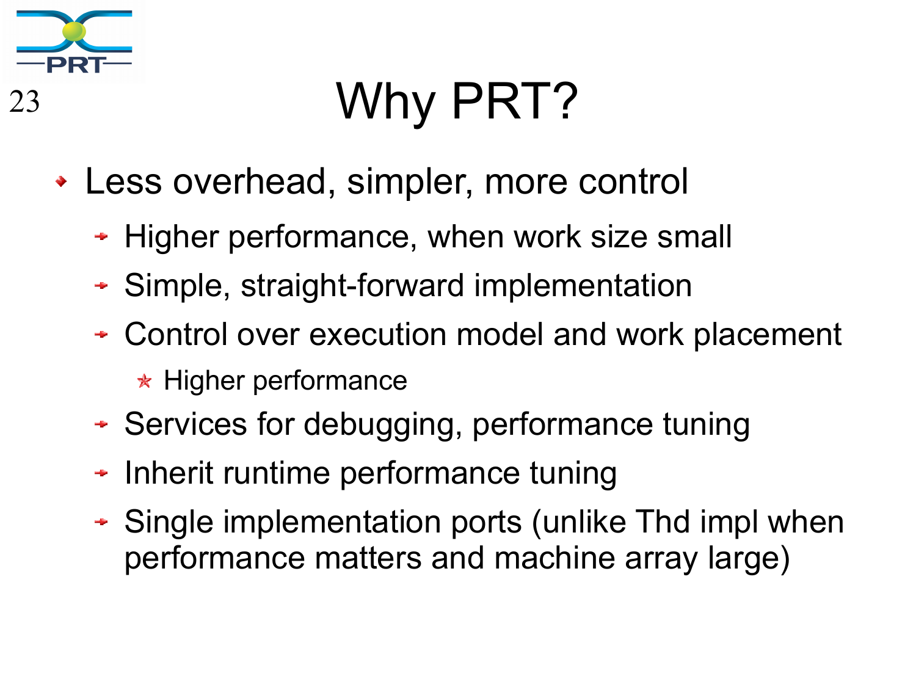# Why PRT?

- Less overhead, simpler, more control
  - Higher performance, when work size small
  - Simple, straight-forward implementation
  - Control over execution model and work placement
    - Higher performance
  - Services for debugging, performance tuning
  - Inherit runtime performance tuning
  - Single implementation ports (unlike Thd impl when performance matters and machine array large)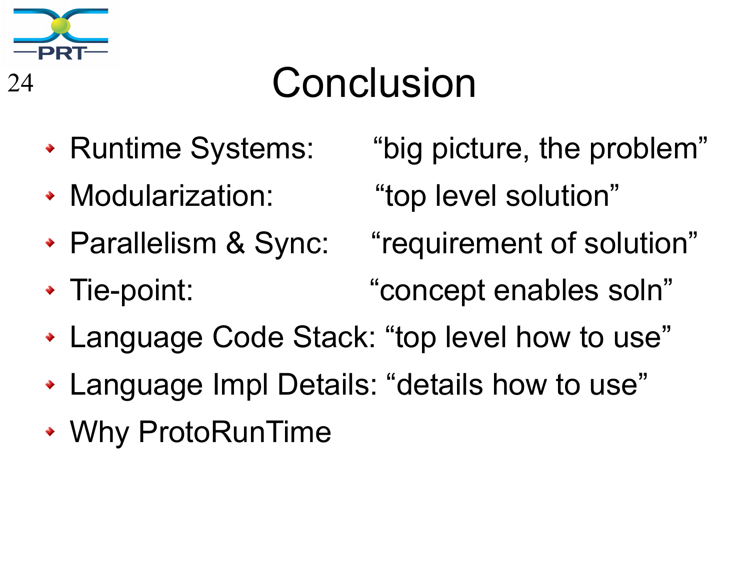# Conclusion

- Runtime Systems: “big picture, the problem”
- Modularization: “top level solution”
- Parallelism & Sync: “requirement of solution”
- Tie-point: “concept enables soln”
- Language Code Stack: “top level how to use”
- Language Impl Details: “details how to use”
- Why ProtoRunTime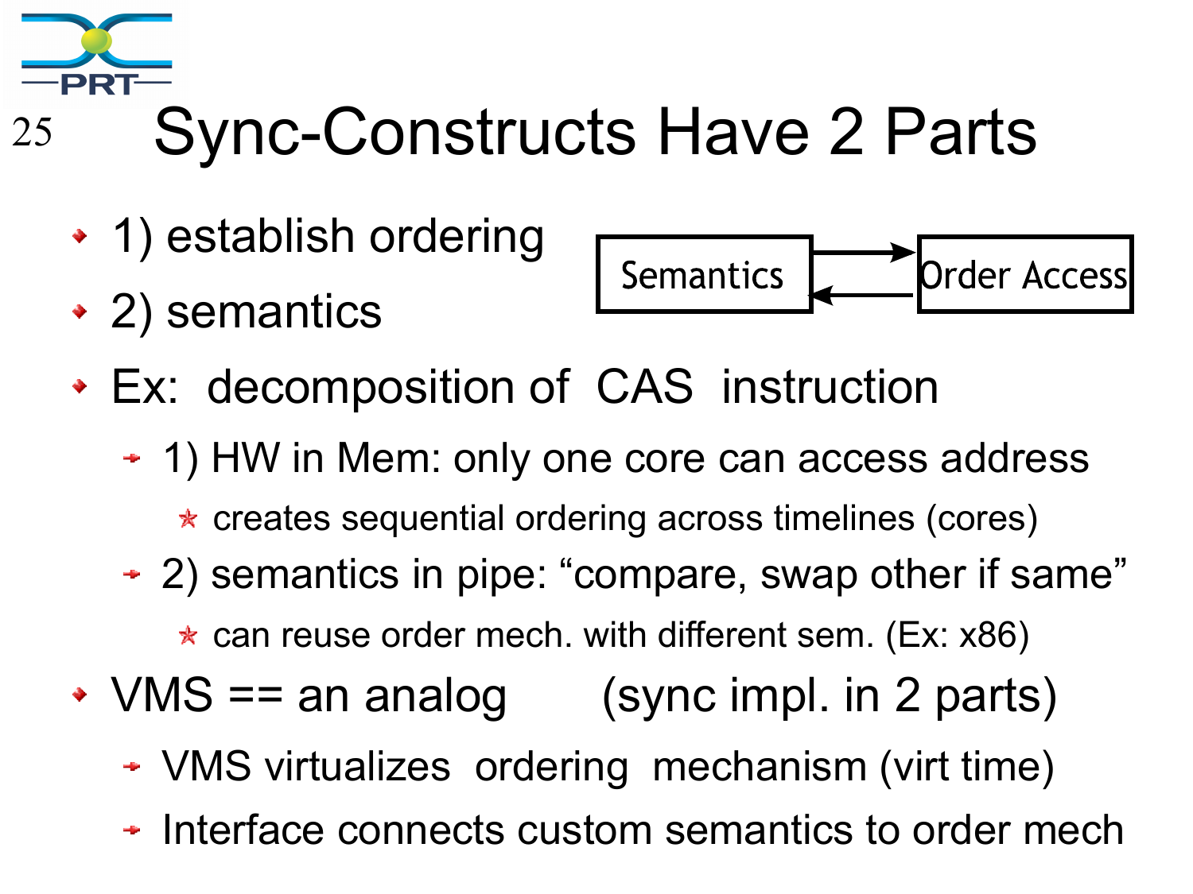# Sync-Constructs Have 2 Parts

- 1) establish ordering
- 2) semantics

Semantics ⇄ Order Access

- Ex: decomposition of CAS instruction
  - 1) HW in Mem: only one core can access address
    - creates sequential ordering across timelines (cores)
  - 2) semantics in pipe: “compare, swap other if same”
    - can reuse order mech. with different sem. (Ex: x86)
- VMS == an analog (sync impl. in 2 parts)
  - VMS virtualizes ordering mechanism (virt time)
  - Interface connects custom semantics to order mech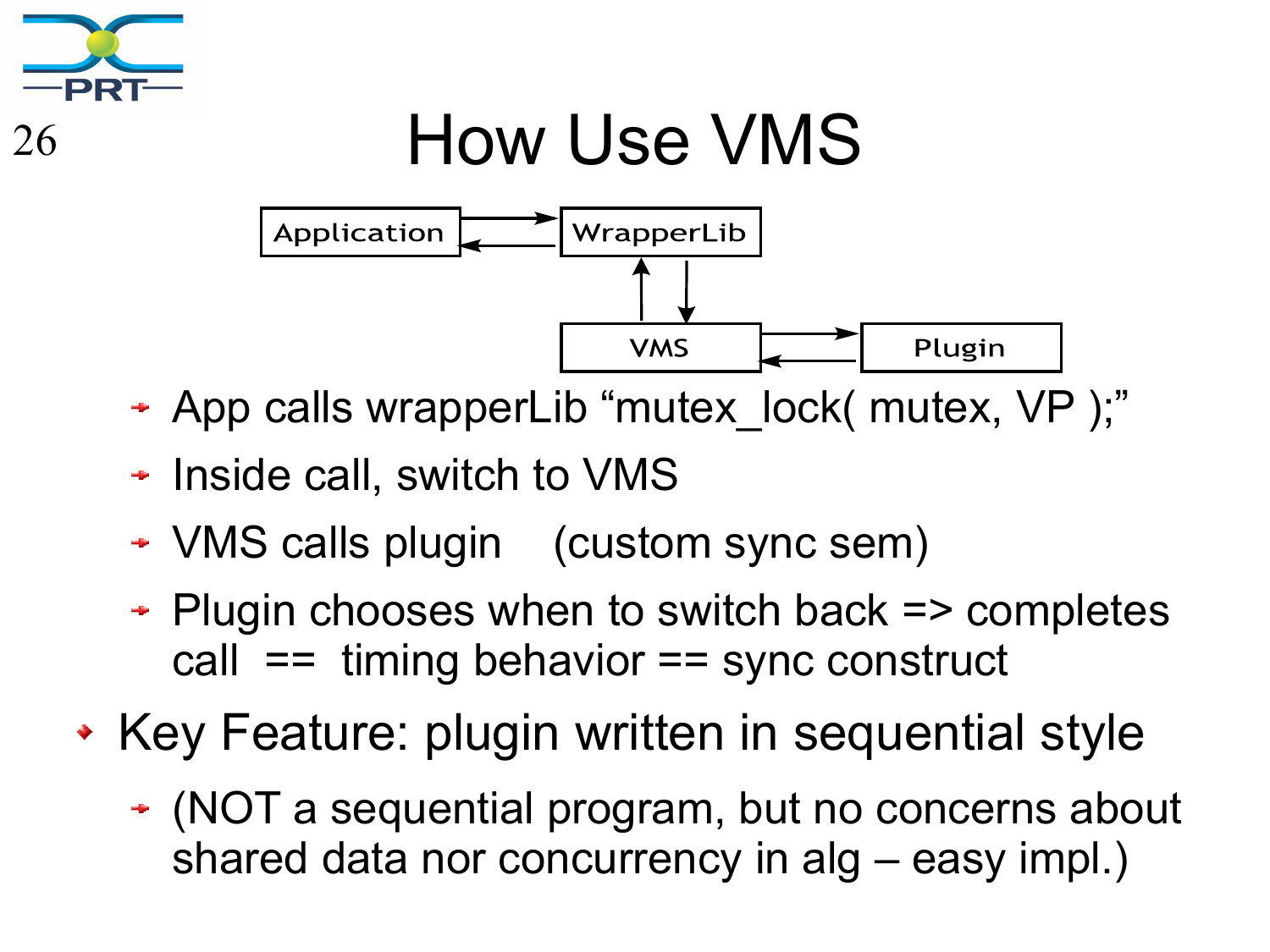# How Use VMS

Application ⇄ WrapperLib ⇄ VMS ⇄ Plugin

- App calls wrapperLib "mutex_lock( mutex, VP );"
- Inside call, switch to VMS
- VMS calls plugin    (custom sync sem)
- Plugin chooses when to switch back => completes call  ==  timing behavior == sync construct

- Key Feature: plugin written in sequential style
  - (NOT a sequential program, but no concerns about shared data nor concurrency in alg – easy impl.)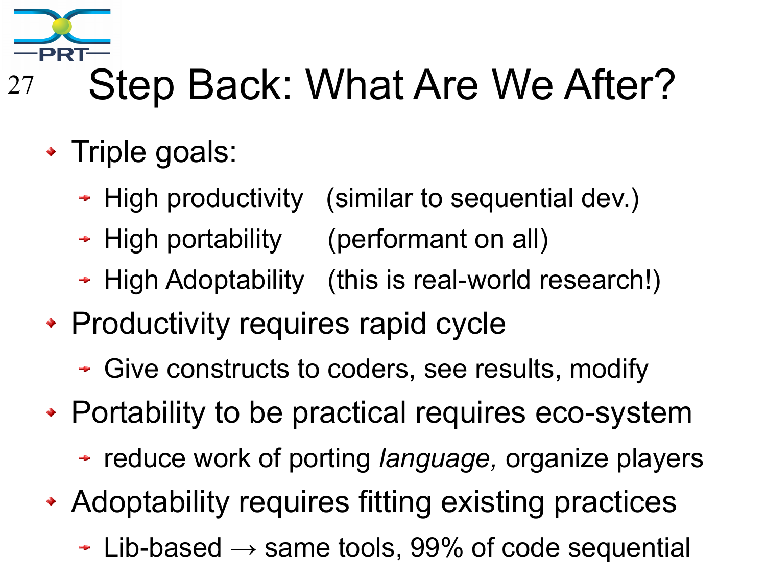# Step Back: What Are We After?

- Triple goals:
  - High productivity (similar to sequential dev.)
  - High portability (performant on all)
  - High Adoptability (this is real-world research!)
- Productivity requires rapid cycle
  - Give constructs to coders, see results, modify
- Portability to be practical requires eco-system
  - reduce work of porting *language,* organize players
- Adoptability requires fitting existing practices
  - Lib-based → same tools, 99% of code sequential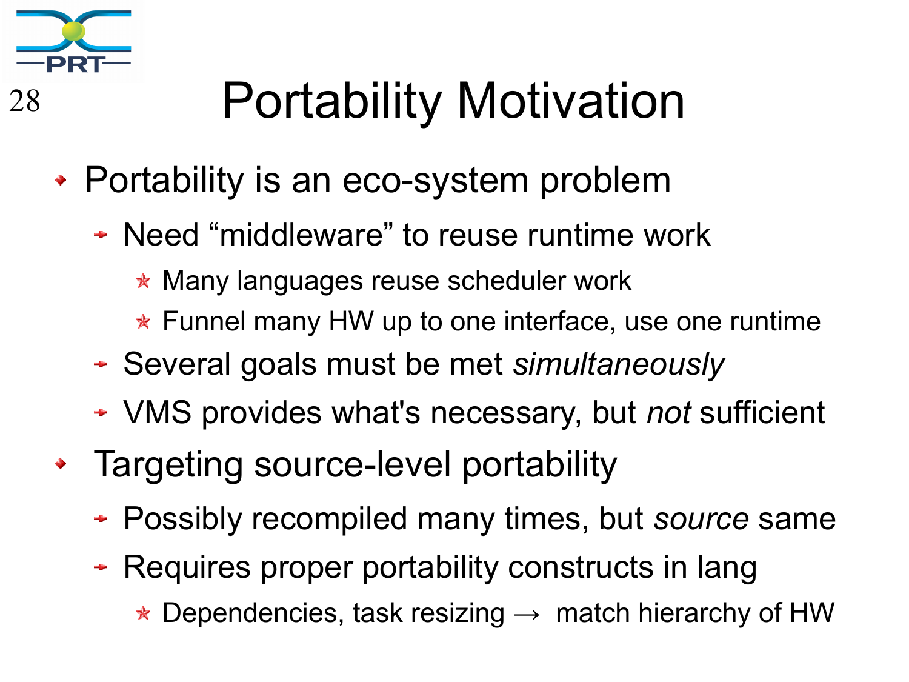# Portability Motivation

- Portability is an eco-system problem
  - Need “middleware” to reuse runtime work
    - Many languages reuse scheduler work
    - Funnel many HW up to one interface, use one runtime
  - Several goals must be met *simultaneously*
  - VMS provides what's necessary, but *not* sufficient
- Targeting source-level portability
  - Possibly recompiled many times, but *source* same
  - Requires proper portability constructs in lang
    - Dependencies, task resizing → match hierarchy of HW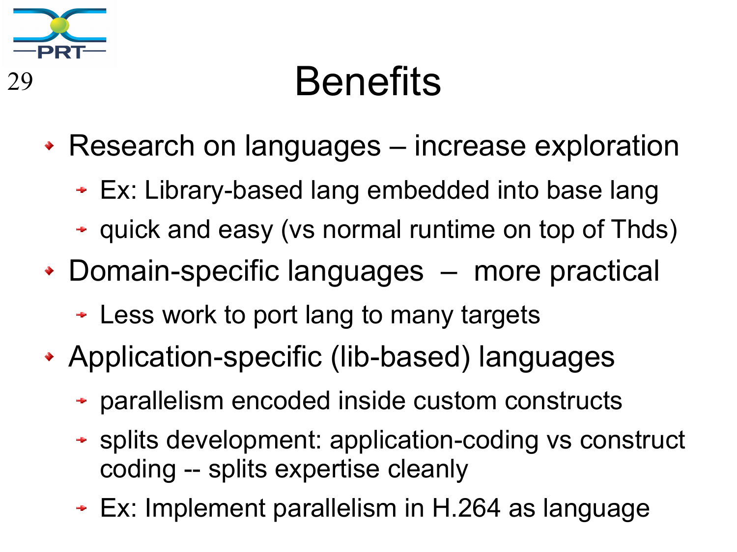# Benefits

- Research on languages – increase exploration
  - Ex: Library-based lang embedded into base lang
  - quick and easy (vs normal runtime on top of Thds)
- Domain-specific languages – more practical
  - Less work to port lang to many targets
- Application-specific (lib-based) languages
  - parallelism encoded inside custom constructs
  - splits development: application-coding vs construct coding -- splits expertise cleanly
  - Ex: Implement parallelism in H.264 as language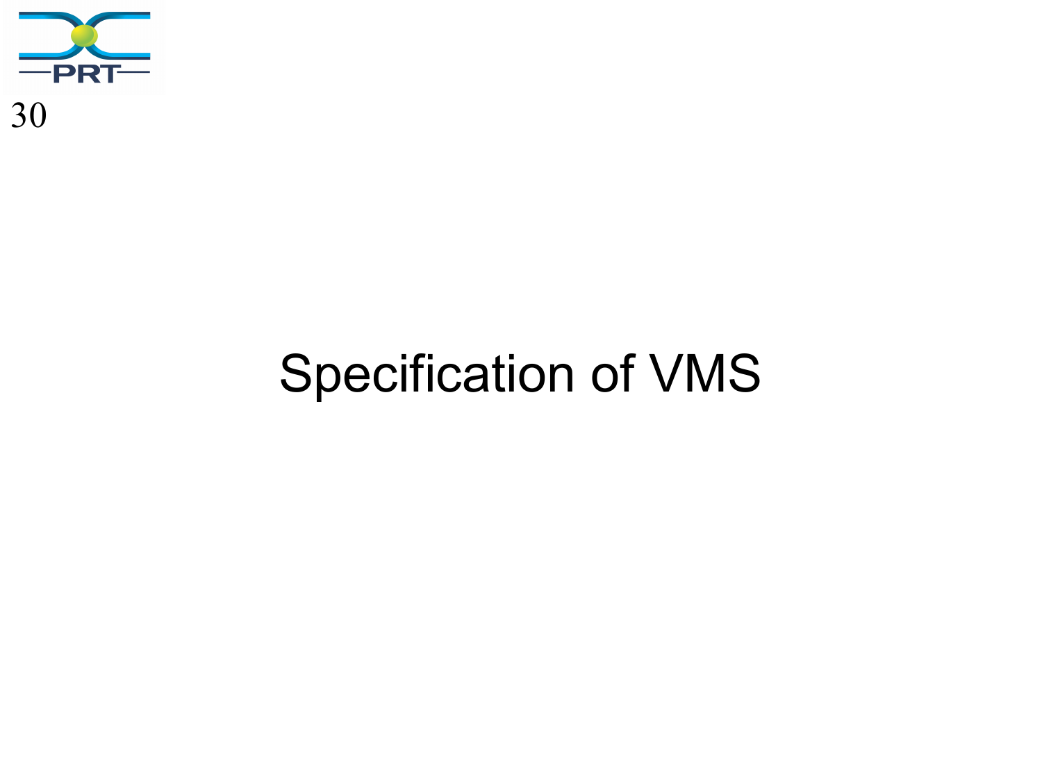# Specification of VMS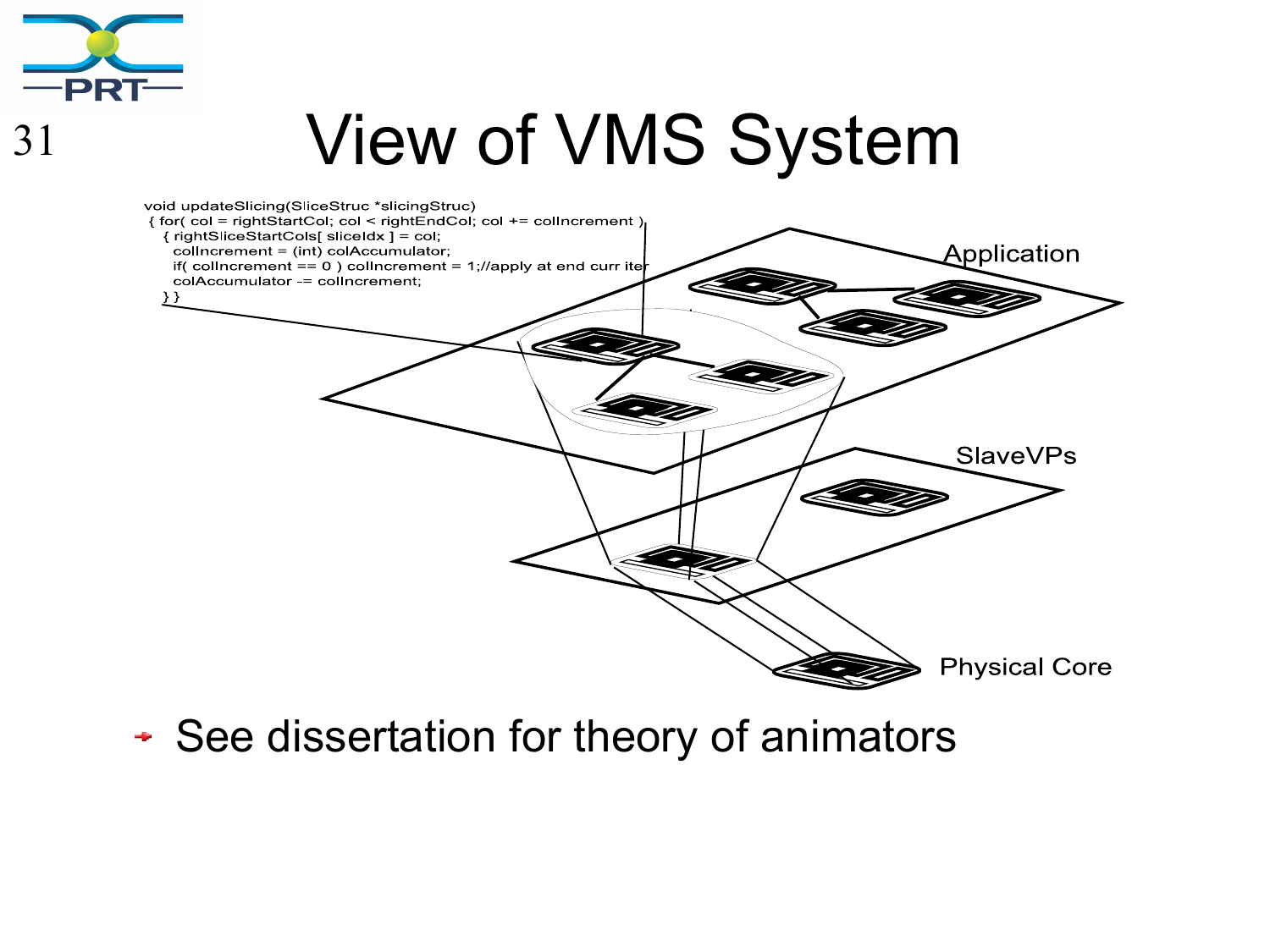# View of VMS System

```
void updateSlicing(SliceStruc *slicingStruc)
 { for( col = rightStartCol; col < rightEndCol; col += colIncrement )
   { rightSliceStartCols[ sliceIdx ] = col;
     colIncrement = (int) colAccumulator;
     if( colIncrement == 0 ) colIncrement = 1;//apply at end curr iter
     colAccumulator -= colIncrement;
   } }
```

Application

SlaveVPs

Physical Core

- See dissertation for theory of animators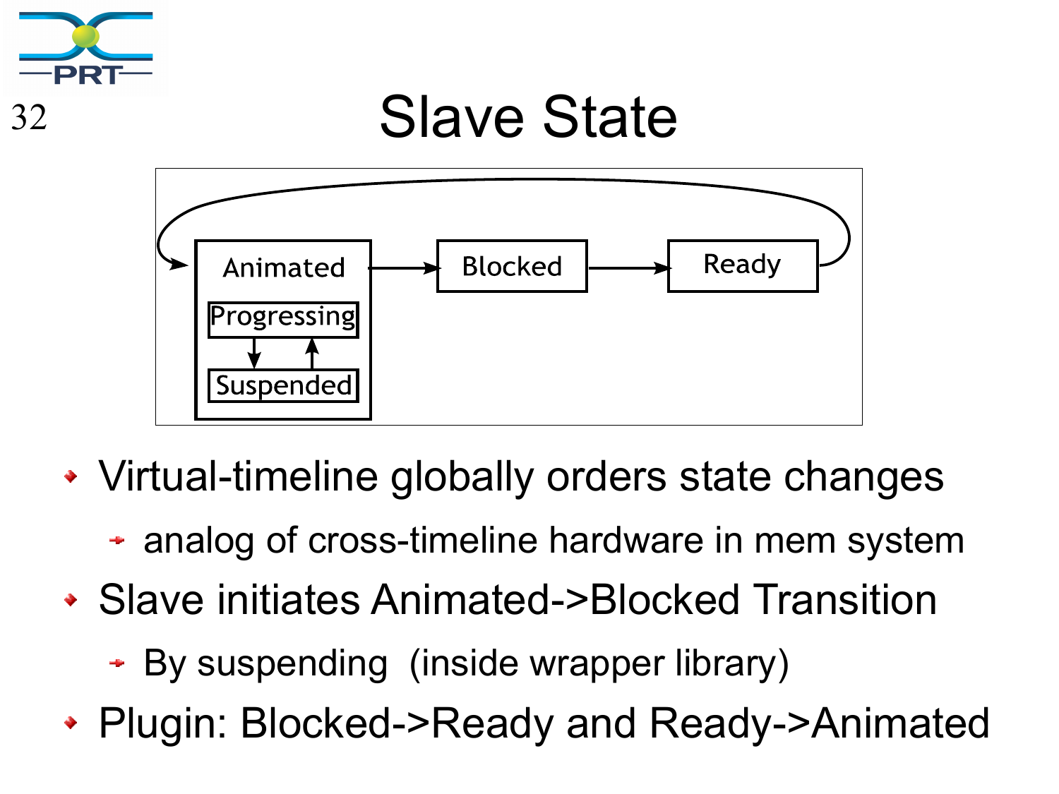# Slave State

- Virtual-timeline globally orders state changes
  - analog of cross-timeline hardware in mem system
- Slave initiates Animated->Blocked Transition
  - By suspending (inside wrapper library)
- Plugin: Blocked->Ready and Ready->Animated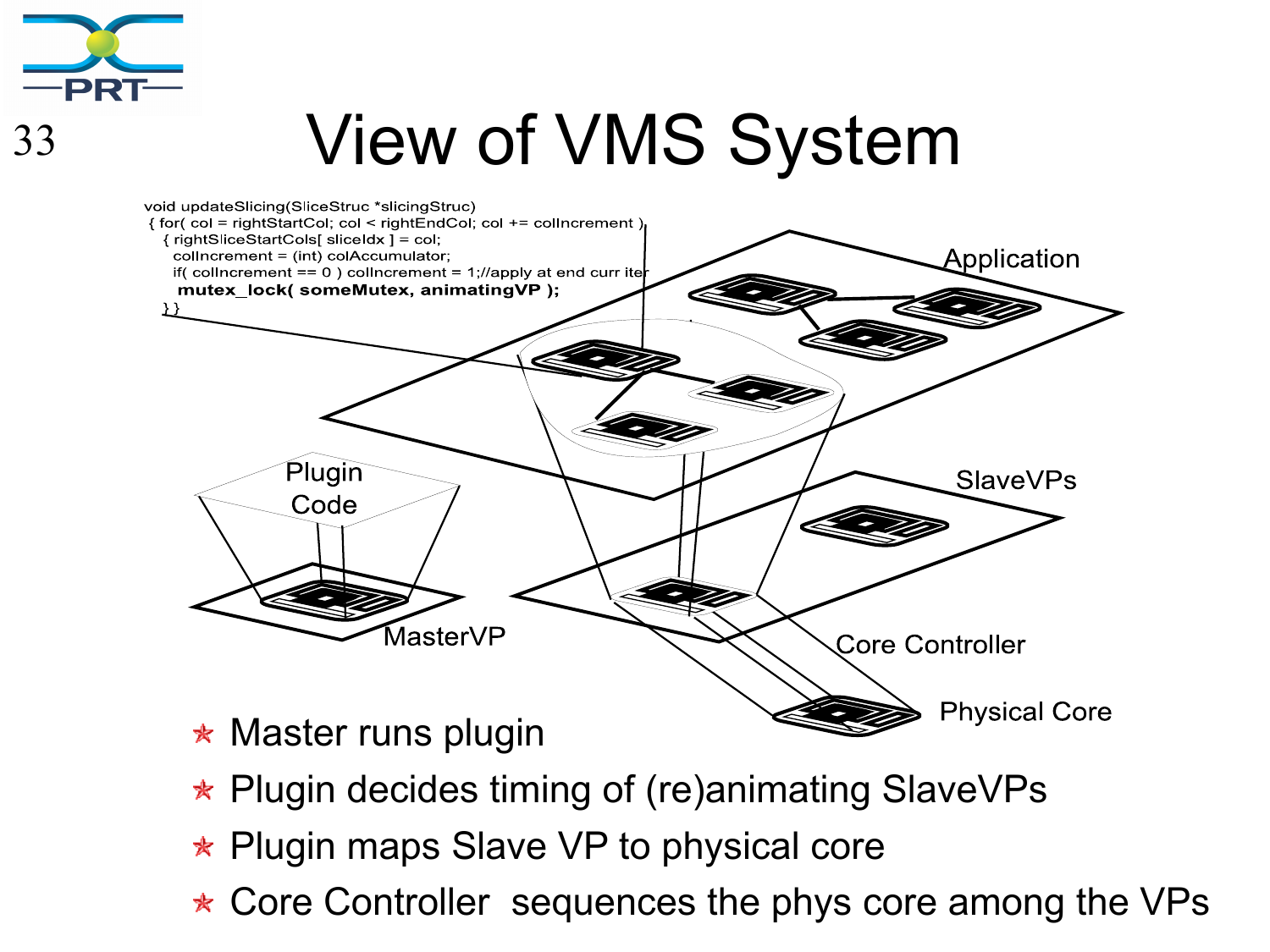# View of VMS System

```
void updateSlicing(SliceStruc *slicingStruc)
 { for( col = rightStartCol; col < rightEndCol; col += colIncrement )
   { rightSliceStartCols[ sliceIdx ] = col;
     colIncrement = (int) colAccumulator;
     if( colIncrement == 0 ) colIncrement = 1;//apply at end curr iter
      mutex_lock( someMutex, animatingVP );
 }}
```

Application

Plugin Code

SlaveVPs

MasterVP

Core Controller

Physical Core

- Master runs plugin
- Plugin decides timing of (re)animating SlaveVPs
- Plugin maps Slave VP to physical core
- Core Controller sequences the phys core among the VPs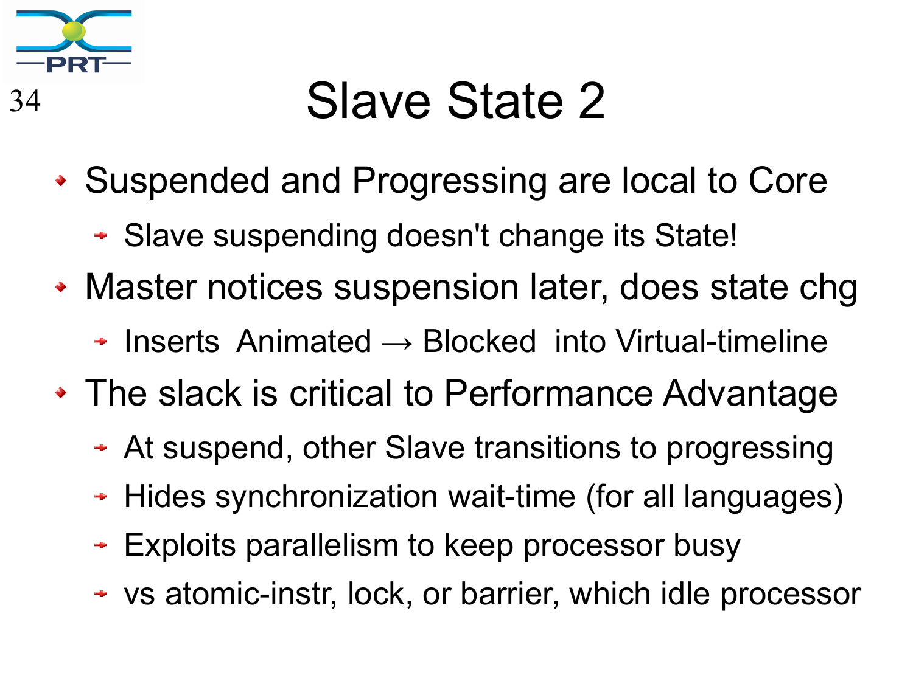# Slave State 2

- Suspended and Progressing are local to Core
  - Slave suspending doesn't change its State!
- Master notices suspension later, does state chg
  - Inserts Animated → Blocked into Virtual-timeline
- The slack is critical to Performance Advantage
  - At suspend, other Slave transitions to progressing
  - Hides synchronization wait-time (for all languages)
  - Exploits parallelism to keep processor busy
  - vs atomic-instr, lock, or barrier, which idle processor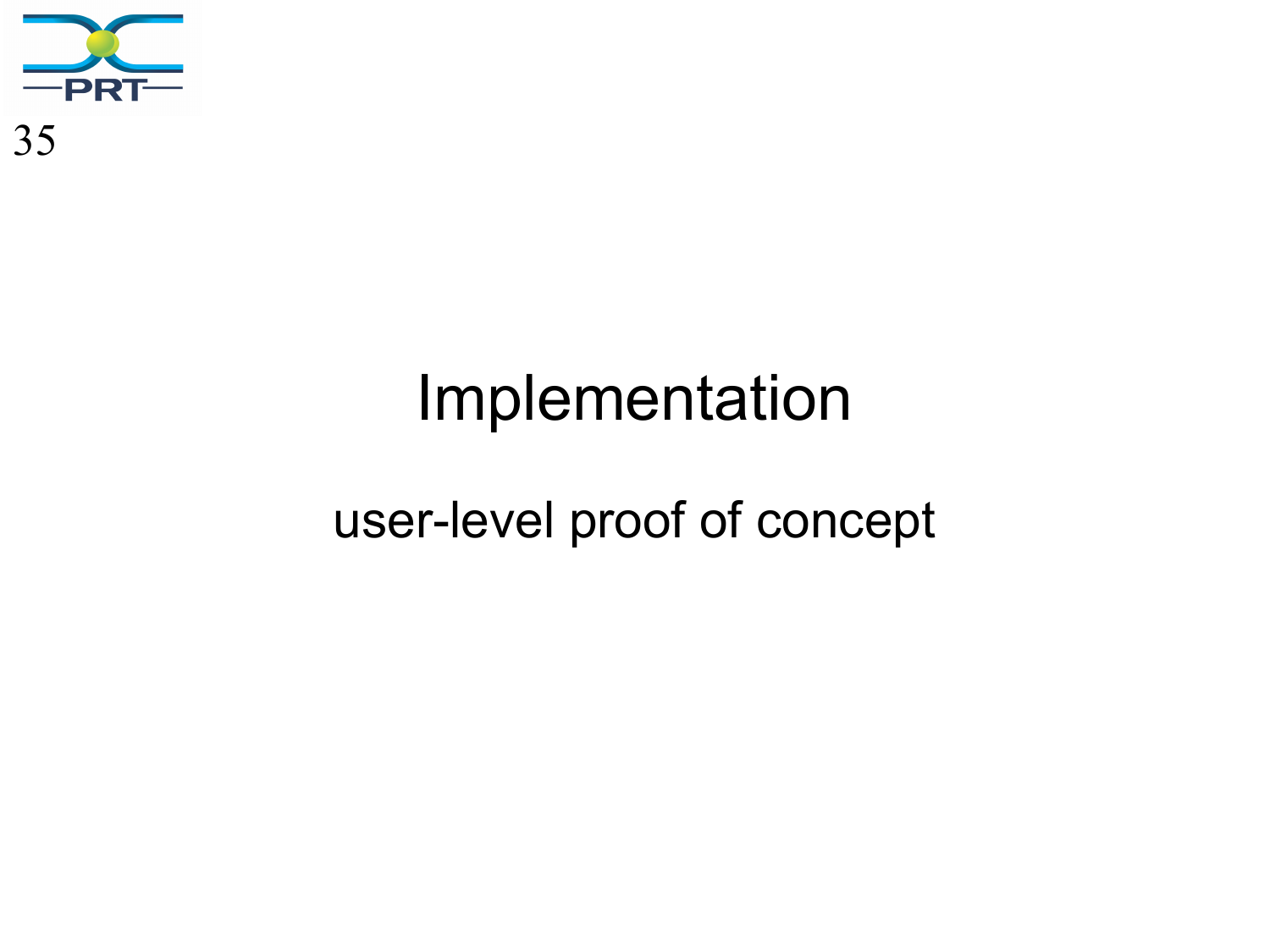# Implementation

user-level proof of concept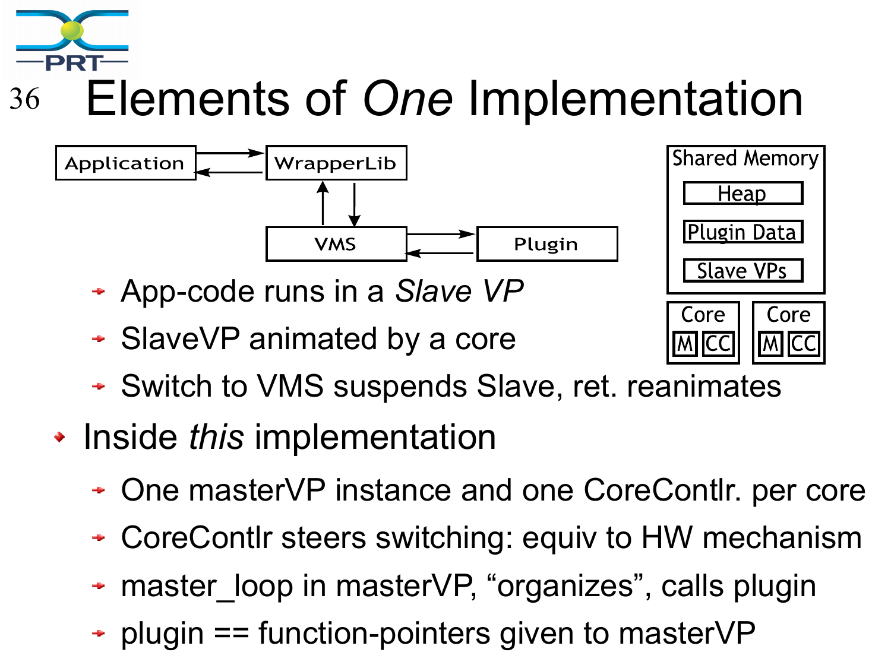# Elements of *One* Implementation

Application ⇄ WrapperLib ⇄ VMS ⇄ Plugin

Shared Memory: Heap, Plugin Data, Slave VPs

Core (M, CC) — Core (M, CC)

- App-code runs in a *Slave VP*
- SlaveVP animated by a core
- Switch to VMS suspends Slave, ret. reanimates

- Inside *this* implementation
  - One masterVP instance and one CoreContlr. per core
  - CoreContlr steers switching: equiv to HW mechanism
  - master_loop in masterVP, “organizes”, calls plugin
  - plugin == function-pointers given to masterVP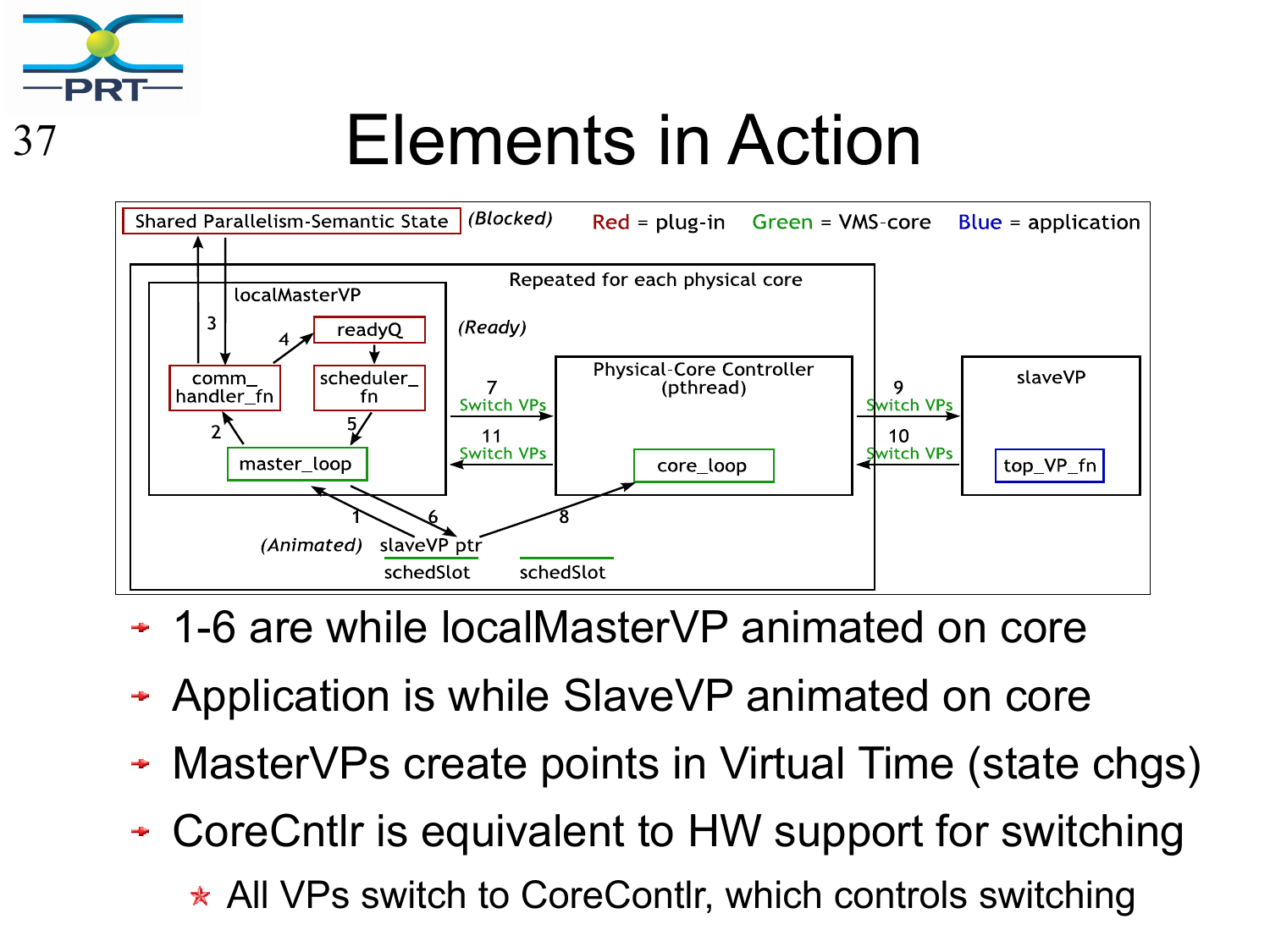# Elements in Action

Shared Parallelism-Semantic State *(Blocked)* Red = plug-in Green = VMS-core Blue = application

Repeated for each physical core

localMasterVP: readyQ, comm_handler_fn, scheduler_fn, master_loop *(Ready)*

Physical-Core Controller (pthread): core_loop

slaveVP: top_VP_fn

7 Switch VPs, 11 Switch VPs, 9 Switch VPs, 10 Switch VPs

*(Animated)* slaveVP ptr, schedSlot, schedSlot

- 1-6 are while localMasterVP animated on core
- Application is while SlaveVP animated on core
- MasterVPs create points in Virtual Time (state chgs)
- CoreCntlr is equivalent to HW support for switching
  - All VPs switch to CoreContlr, which controls switching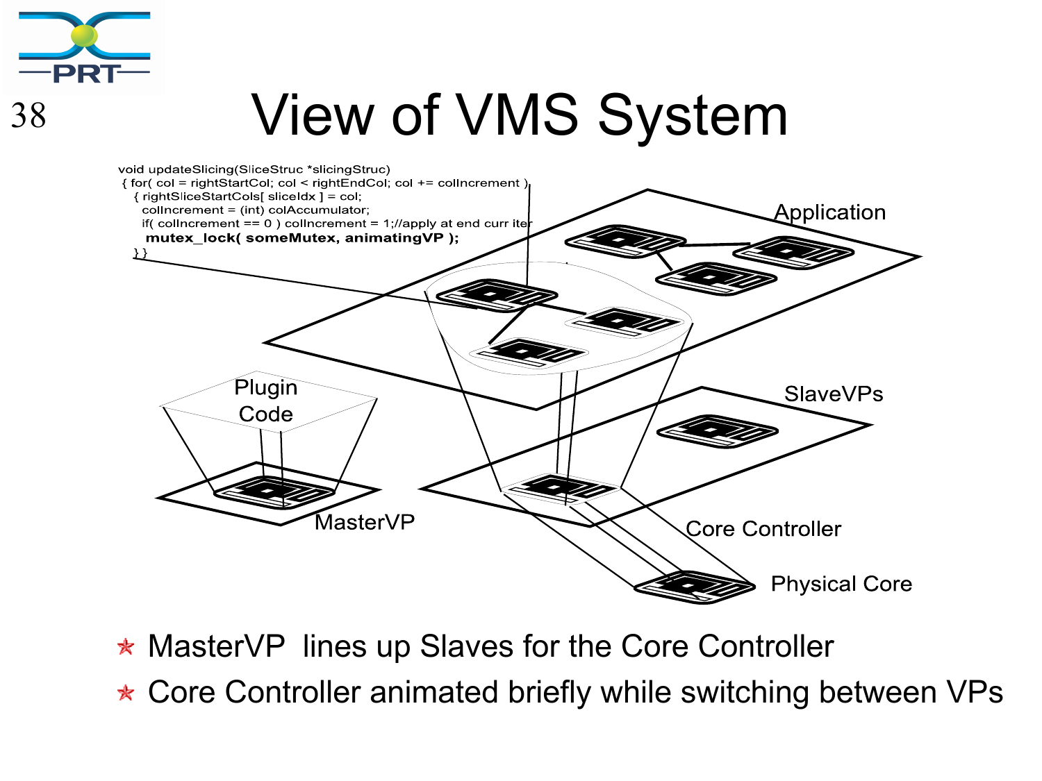# View of VMS System

```
void updateSlicing(SliceStruc *slicingStruc)
 { for( col = rightStartCol; col < rightEndCol; col += colIncrement )
   { rightSliceStartCols[ sliceIdx ] = col;
     colIncrement = (int) colAccumulator;
     if( colIncrement == 0 ) colIncrement = 1;//apply at end curr iter
     mutex_lock( someMutex, animatingVP );
 }}
```

Application

Plugin Code

SlaveVPs

MasterVP

Core Controller

Physical Core

- MasterVP lines up Slaves for the Core Controller
- Core Controller animated briefly while switching between VPs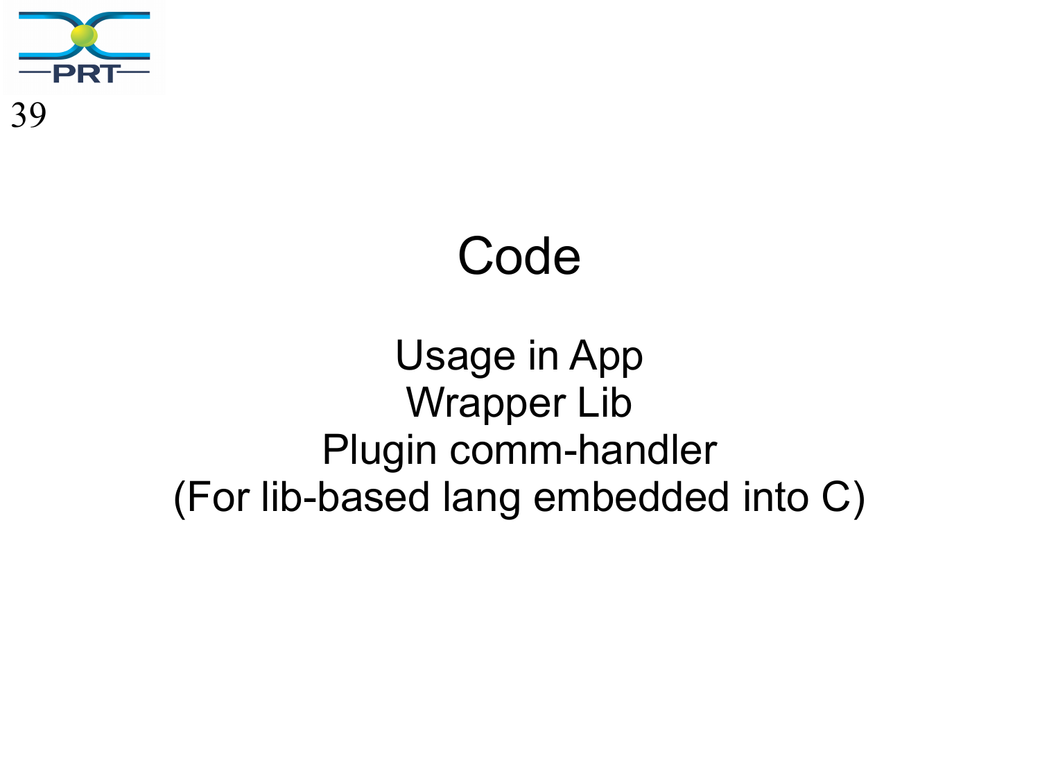# Code

Usage in App
Wrapper Lib
Plugin comm-handler
(For lib-based lang embedded into C)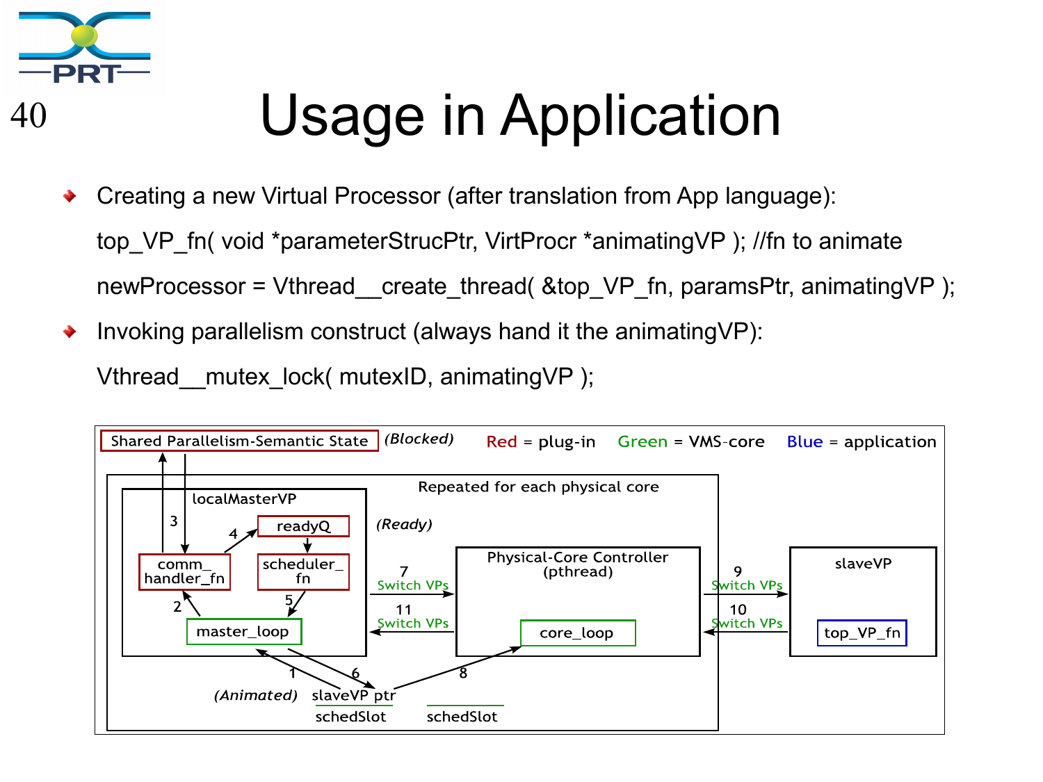# Usage in Application

- Creating a new Virtual Processor (after translation from App language):

  top_VP_fn( void *parameterStrucPtr, VirtProcr *animatingVP ); //fn to animate

  newProcessor = Vthread__create_thread( &top_VP_fn, paramsPtr, animatingVP );

- Invoking parallelism construct (always hand it the animatingVP):

  Vthread__mutex_lock( mutexID, animatingVP );

Shared Parallelism-Semantic State (Blocked) Red = plug-in Green = VMS-core Blue = application

Repeated for each physical core

localMasterVP: comm_handler_fn, readyQ, scheduler_fn, master_loop (Ready)

Physical-Core Controller (pthread): core_loop

slaveVP: top_VP_fn

1, 2, 3, 4, 5, 6, 7 Switch VPs, 8, 9 Switch VPs, 10 Switch VPs, 11 Switch VPs

(Animated) slaveVP ptr schedSlot schedSlot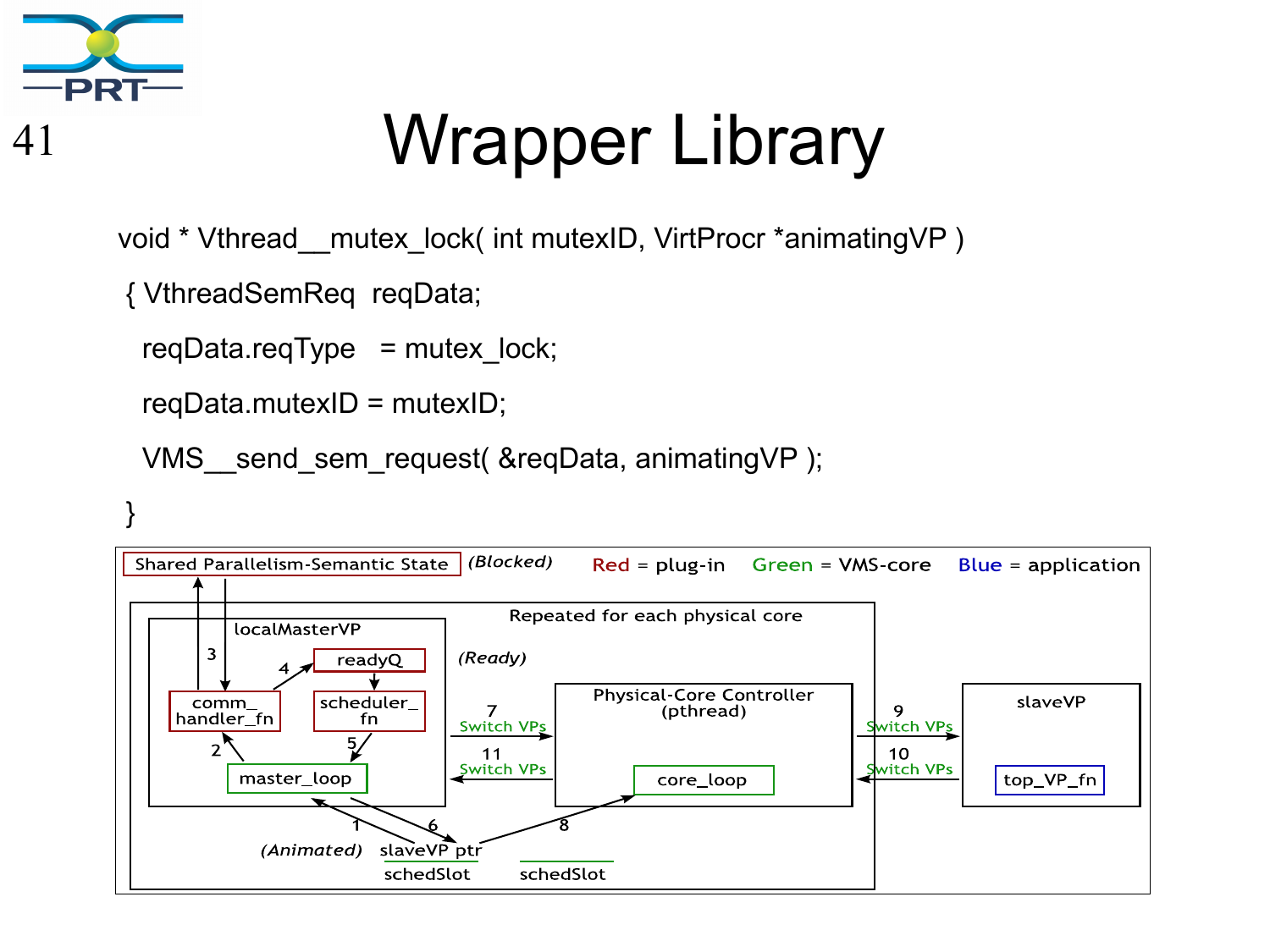# Wrapper Library

```
void * Vthread__mutex_lock( int mutexID, VirtProcr *animatingVP )
 { VthreadSemReq  reqData;
   reqData.reqType   = mutex_lock;
   reqData.mutexID = mutexID;
   VMS__send_sem_request( &reqData, animatingVP );
 }
```

Shared Parallelism-Semantic State (Blocked) — Red = plug-in  Green = VMS-core  Blue = application

Repeated for each physical core

localMasterVP: comm_handler_fn, readyQ, scheduler_fn, master_loop (Ready)

Physical-Core Controller (pthread): core_loop

slaveVP: top_VP_fn

1–11: Switch VPs (7, 9, 10, 11)

(Animated) slaveVP ptr, schedSlot, schedSlot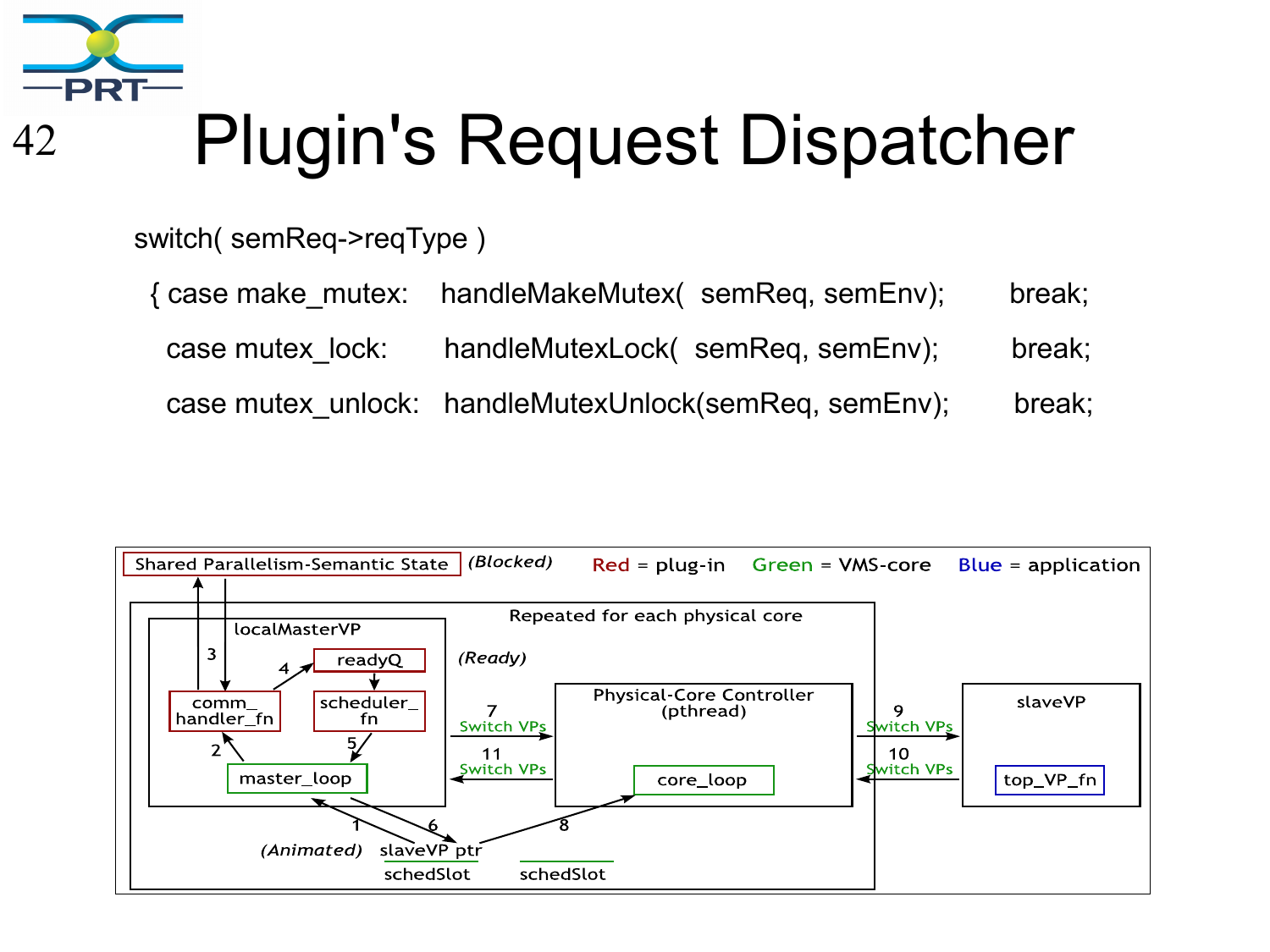# Plugin's Request Dispatcher

```
switch( semReq->reqType )
{ case make_mutex:    handleMakeMutex(  semReq, semEnv);      break;
  case mutex_lock:    handleMutexLock(  semReq, semEnv);      break;
  case mutex_unlock:  handleMutexUnlock(semReq, semEnv);      break;
```

Shared Parallelism-Semantic State (Blocked) Red = plug-in Green = VMS-core Blue = application

Repeated for each physical core

localMasterVP: comm_handler_fn, readyQ, scheduler_fn, master_loop (Ready)

Physical-Core Controller (pthread): core_loop

slaveVP: top_VP_fn

1, 2, 3, 4, 5, 6, 7 Switch VPs, 8, 9 Switch VPs, 10 Switch VPs, 11 Switch VPs

(Animated) slaveVP ptr schedSlot schedSlot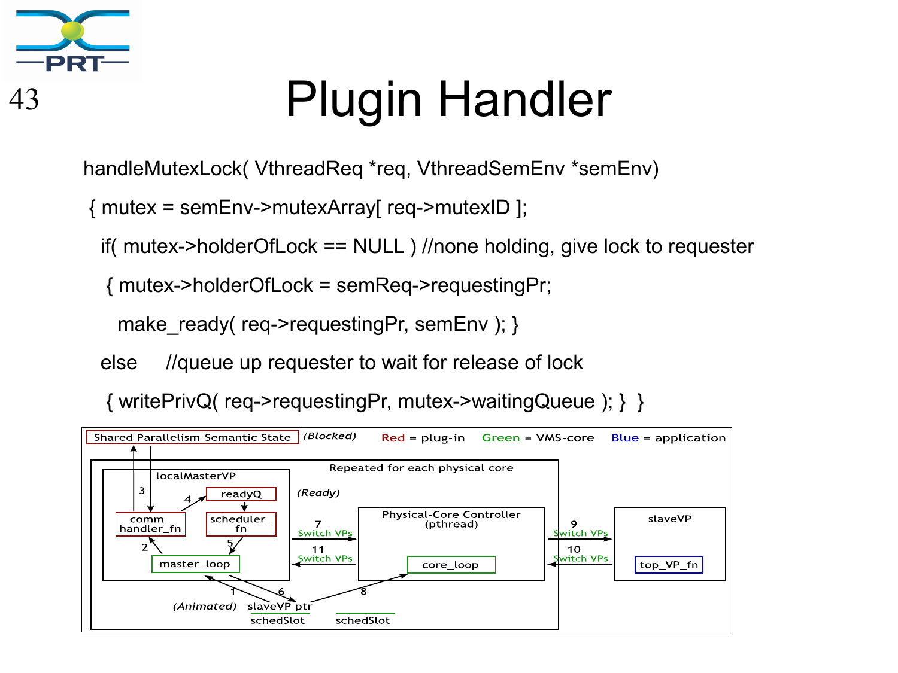# Plugin Handler

```
handleMutexLock( VthreadReq *req, VthreadSemEnv *semEnv)
 { mutex = semEnv->mutexArray[ req->mutexID ];
   if( mutex->holderOfLock == NULL ) //none holding, give lock to requester
    { mutex->holderOfLock = semReq->requestingPr;
      make_ready( req->requestingPr, semEnv ); }
   else    //queue up requester to wait for release of lock
    { writePrivQ( req->requestingPr, mutex->waitingQueue ); }  }
```

Shared Parallelism-Semantic State (Blocked) Red = plug-in Green = VMS-core Blue = application

Repeated for each physical core

localMasterVP: comm_handler_fn, readyQ, scheduler_fn, master_loop (Ready)

Physical-Core Controller (pthread): core_loop

slaveVP: top_VP_fn

1, 2, 3, 4, 5, 6, 7 Switch VPs, 8, 9 Switch VPs, 10 Switch VPs, 11 Switch VPs

(Animated) slaveVP ptr schedSlot schedSlot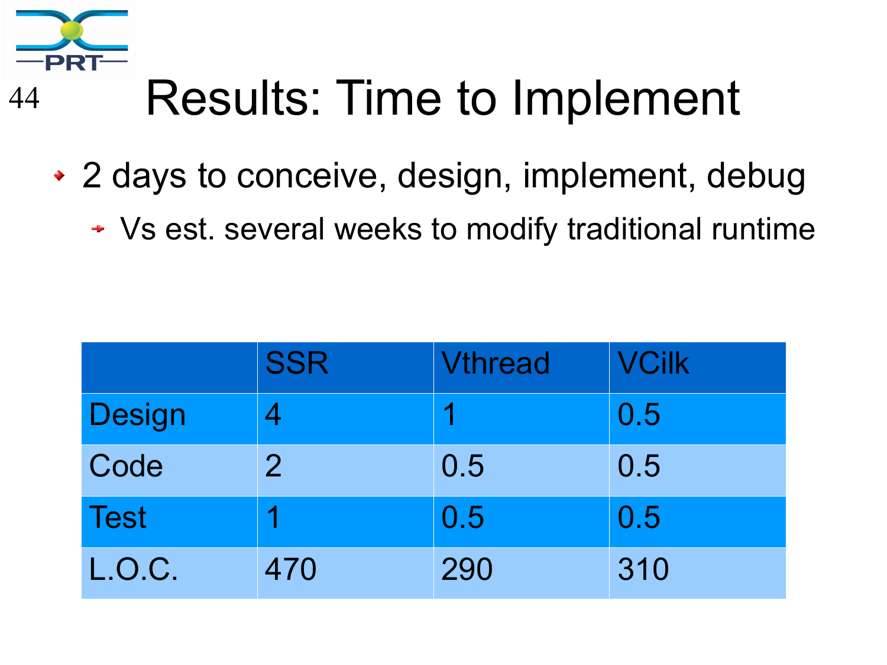# Results: Time to Implement

- 2 days to conceive, design, implement, debug
  - Vs est. several weeks to modify traditional runtime

| | SSR | Vthread | VCilk |
|---|---|---|---|
| Design | 4 | 1 | 0.5 |
| Code | 2 | 0.5 | 0.5 |
| Test | 1 | 0.5 | 0.5 |
| L.O.C. | 470 | 290 | 310 |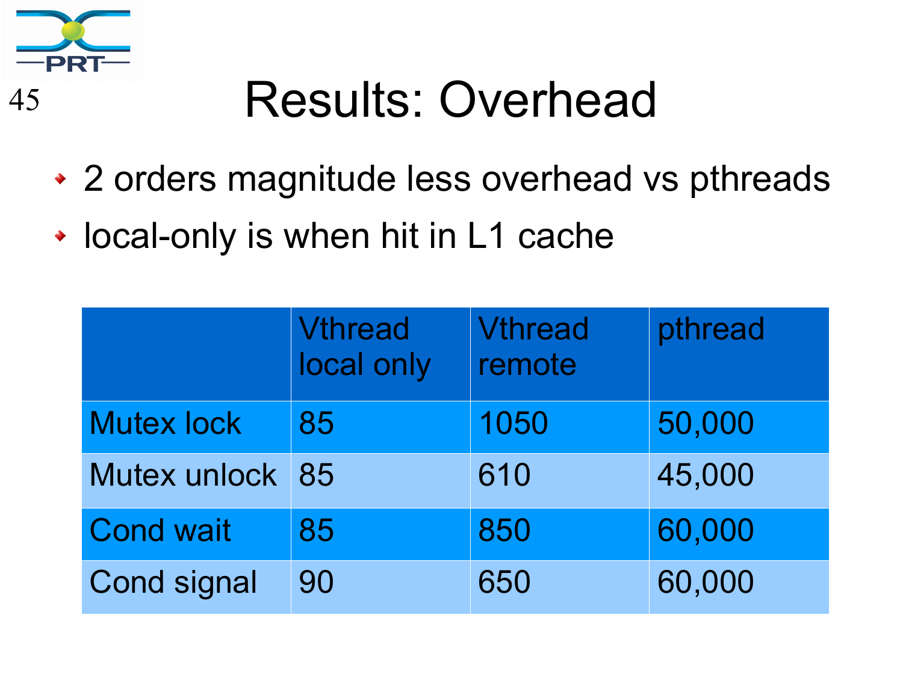# Results: Overhead

- 2 orders magnitude less overhead vs pthreads
- local-only is when hit in L1 cache

| | Vthread local only | Vthread remote | pthread |
|---|---|---|---|
| Mutex lock | 85 | 1050 | 50,000 |
| Mutex unlock | 85 | 610 | 45,000 |
| Cond wait | 85 | 850 | 60,000 |
| Cond signal | 90 | 650 | 60,000 |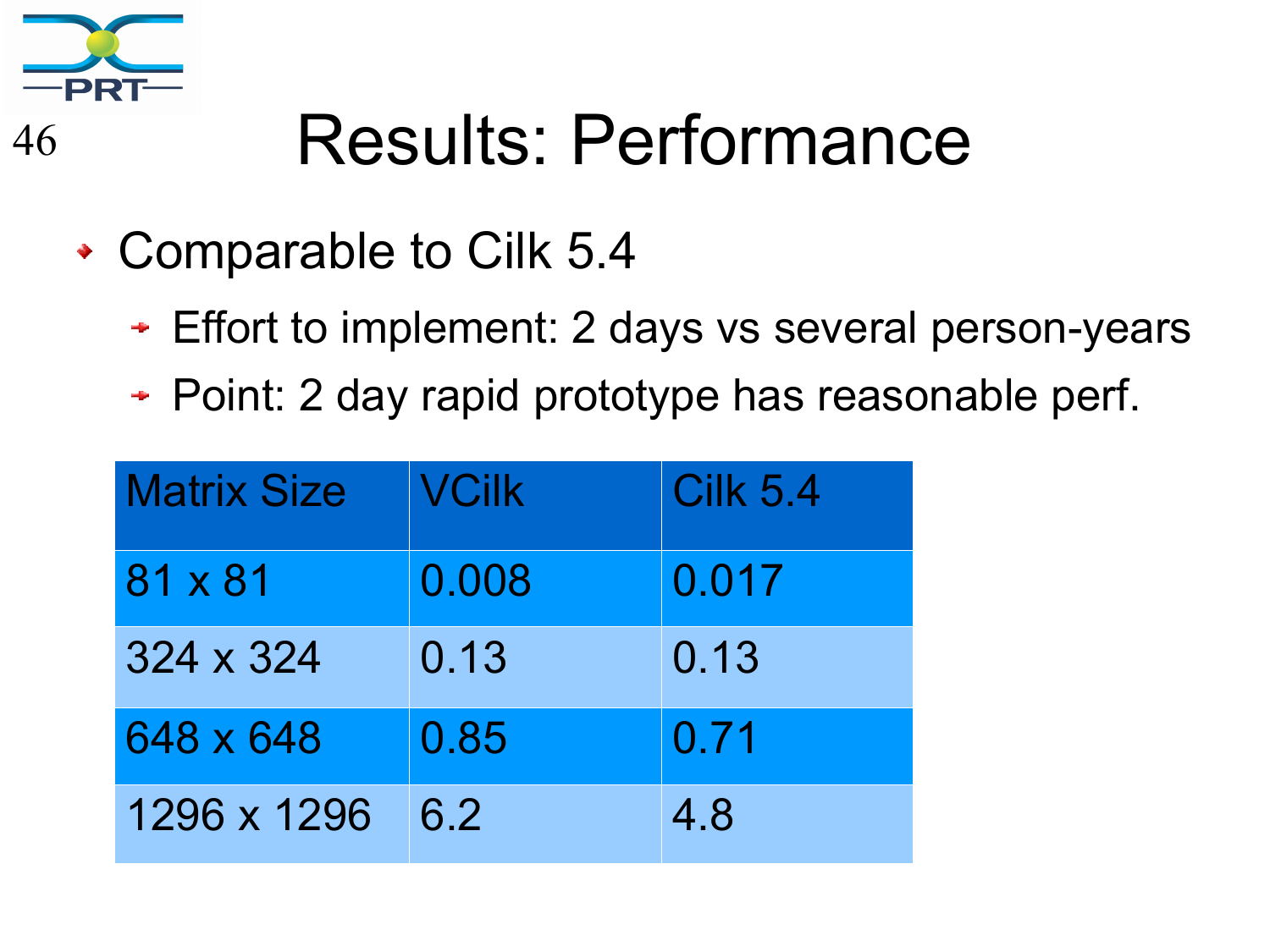# Results: Performance

- Comparable to Cilk 5.4
  - Effort to implement: 2 days vs several person-years
  - Point: 2 day rapid prototype has reasonable perf.

| Matrix Size | VCilk | Cilk 5.4 |
|---|---|---|
| 81 x 81 | 0.008 | 0.017 |
| 324 x 324 | 0.13 | 0.13 |
| 648 x 648 | 0.85 | 0.71 |
| 1296 x 1296 | 6.2 | 4.8 |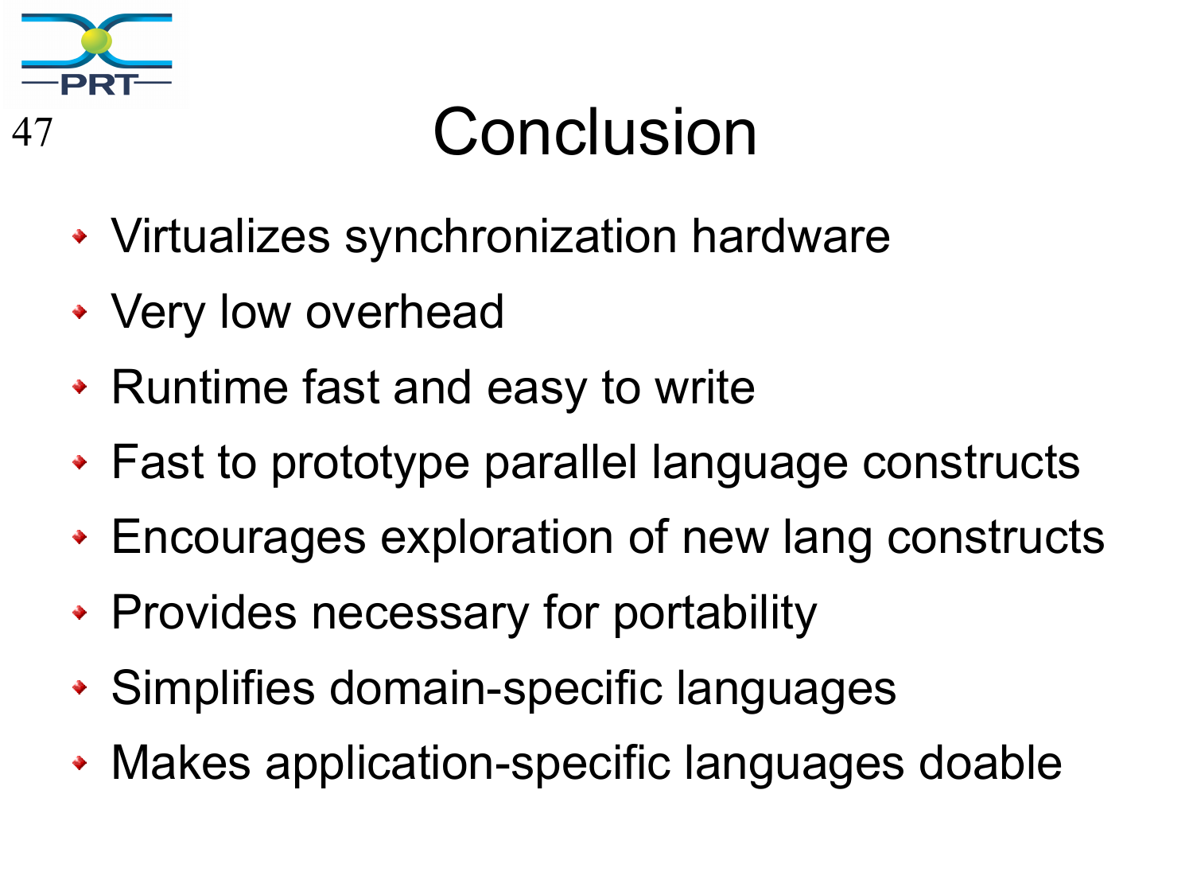# Conclusion

- Virtualizes synchronization hardware
- Very low overhead
- Runtime fast and easy to write
- Fast to prototype parallel language constructs
- Encourages exploration of new lang constructs
- Provides necessary for portability
- Simplifies domain-specific languages
- Makes application-specific languages doable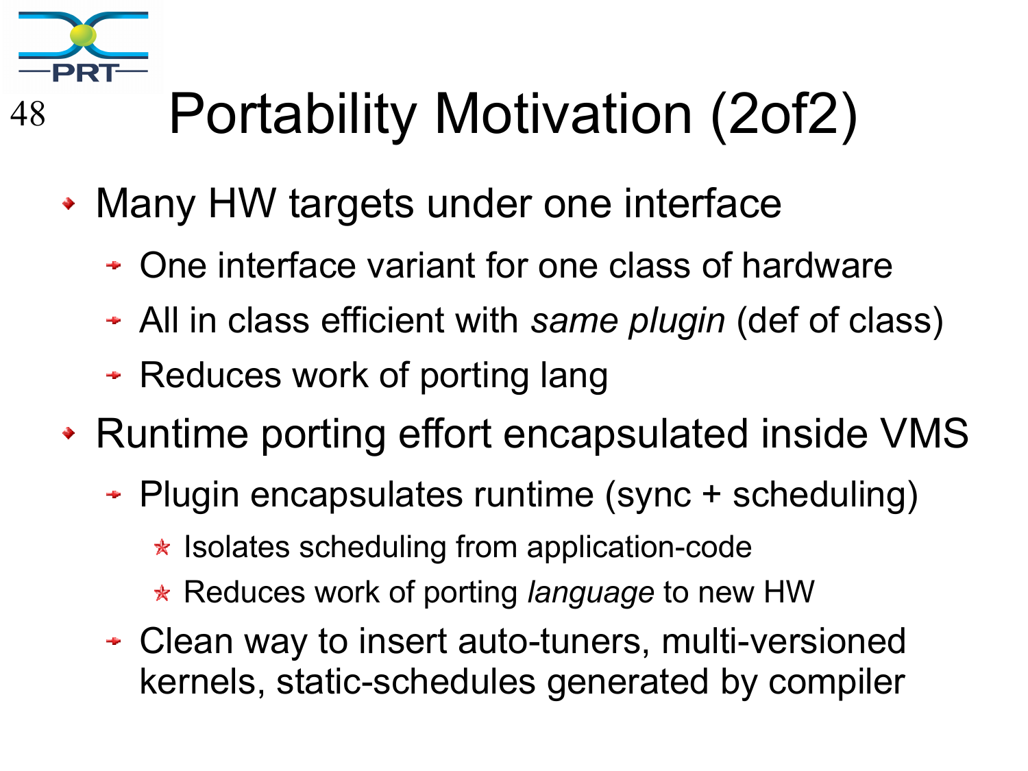# Portability Motivation (2of2)

- Many HW targets under one interface
  - One interface variant for one class of hardware
  - All in class efficient with *same plugin* (def of class)
  - Reduces work of porting lang
- Runtime porting effort encapsulated inside VMS
  - Plugin encapsulates runtime (sync + scheduling)
    - Isolates scheduling from application-code
    - Reduces work of porting *language* to new HW
  - Clean way to insert auto-tuners, multi-versioned kernels, static-schedules generated by compiler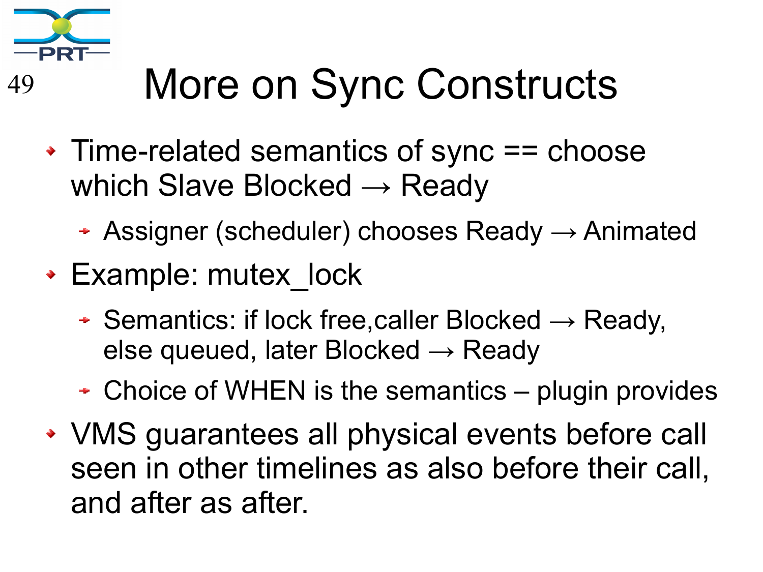# More on Sync Constructs

- Time-related semantics of sync == choose which Slave Blocked → Ready
  - Assigner (scheduler) chooses Ready → Animated
- Example: mutex_lock
  - Semantics: if lock free,caller Blocked → Ready, else queued, later Blocked → Ready
  - Choice of WHEN is the semantics – plugin provides
- VMS guarantees all physical events before call seen in other timelines as also before their call, and after as after.